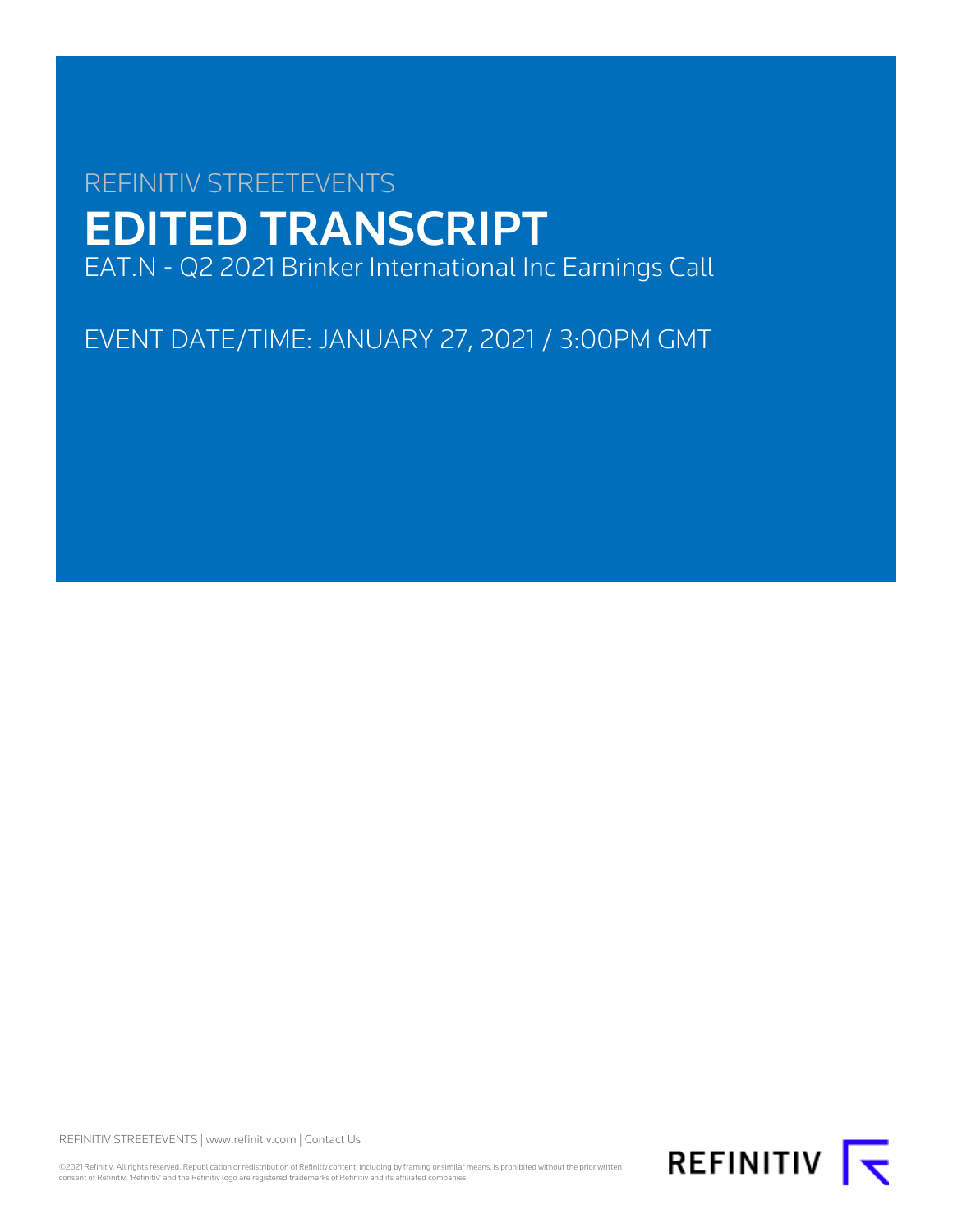REFINITIV STREETEVENTS

# EDITED TRANSCRIPT

EAT.N - Q2 2021 Brinker International Inc Earnings Call

EVENT DATE/TIME: JANUARY 27, 2021 / 3:00PM GMT

REFINITIV STREETEVENTS | www.refinitiv.com | Contact Us

©2021 Refinitiv. All rights reserved. Republication or redistribution of Refinitiv content, including by framing or similar means, is prohibited without the prior written consent of Refinitiv. 'Refinitiv' and the Refinitiv logo are registered trademarks of Refinitiv and its affiliated companies.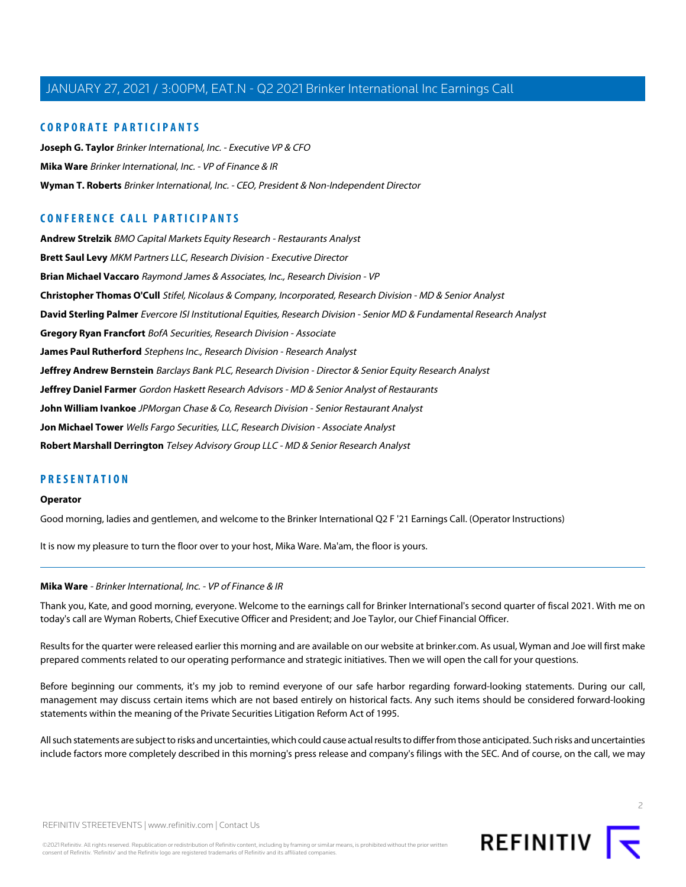## CORPORATE PARTICIPANTS

**Joseph G. Taylor** *Brinker International, Inc. - Executive VP & CFO*

**Mika Ware** *Brinker International, Inc. - VP of Finance & IR*

**Wyman T. Roberts** *Brinker International, Inc. - CEO, President & Non-Independent Director*

## CONFERENCE CALL PARTICIPANTS

**Andrew Strelzik** *BMO Capital Markets Equity Research - Restaurants Analyst*

**Brett Saul Levy** *MKM Partners LLC, Research Division - Executive Director*

**Brian Michael Vaccaro** *Raymond James & Associates, Inc., Research Division - VP*

**Christopher Thomas O'Cull** *Stifel, Nicolaus & Company, Incorporated, Research Division - MD & Senior Analyst*

**David Sterling Palmer** *Evercore ISI Institutional Equities, Research Division - Senior MD & Fundamental Research Analyst*

**Gregory Ryan Francfort** *BofA Securities, Research Division - Associate*

**James Paul Rutherford** *Stephens Inc., Research Division - Research Analyst*

**Jeffrey Andrew Bernstein** *Barclays Bank PLC, Research Division - Director & Senior Equity Research Analyst*

**Jeffrey Daniel Farmer** *Gordon Haskett Research Advisors - MD & Senior Analyst of Restaurants*

**John William Ivankoe** *JPMorgan Chase & Co, Research Division - Senior Restaurant Analyst*

**Jon Michael Tower** *Wells Fargo Securities, LLC, Research Division - Associate Analyst*

**Robert Marshall Derrington** *Telsey Advisory Group LLC - MD & Senior Research Analyst*

## PRESENTATION

**Operator**

Good morning, ladies and gentlemen, and welcome to the Brinker International Q2 F '21 Earnings Call. (Operator Instructions)

It is now my pleasure to turn the floor over to your host, Mika Ware. Ma'am, the floor is yours.

---

**Mika Ware** - *Brinker International, Inc. - VP of Finance & IR*

Thank you, Kate, and good morning, everyone. Welcome to the earnings call for Brinker International's second quarter of fiscal 2021. With me on today's call are Wyman Roberts, Chief Executive Officer and President; and Joe Taylor, our Chief Financial Officer.

Results for the quarter were released earlier this morning and are available on our website at brinker.com. As usual, Wyman and Joe will first make prepared comments related to our operating performance and strategic initiatives. Then we will open the call for your questions.

Before beginning our comments, it's my job to remind everyone of our safe harbor regarding forward-looking statements. During our call, management may discuss certain items which are not based entirely on historical facts. Any such items should be considered forward-looking statements within the meaning of the Private Securities Litigation Reform Act of 1995.

All such statements are subject to risks and uncertainties, which could cause actual results to differ from those anticipated. Such risks and uncertainties include factors more completely described in this morning's press release and company's filings with the SEC. And of course, on the call, we may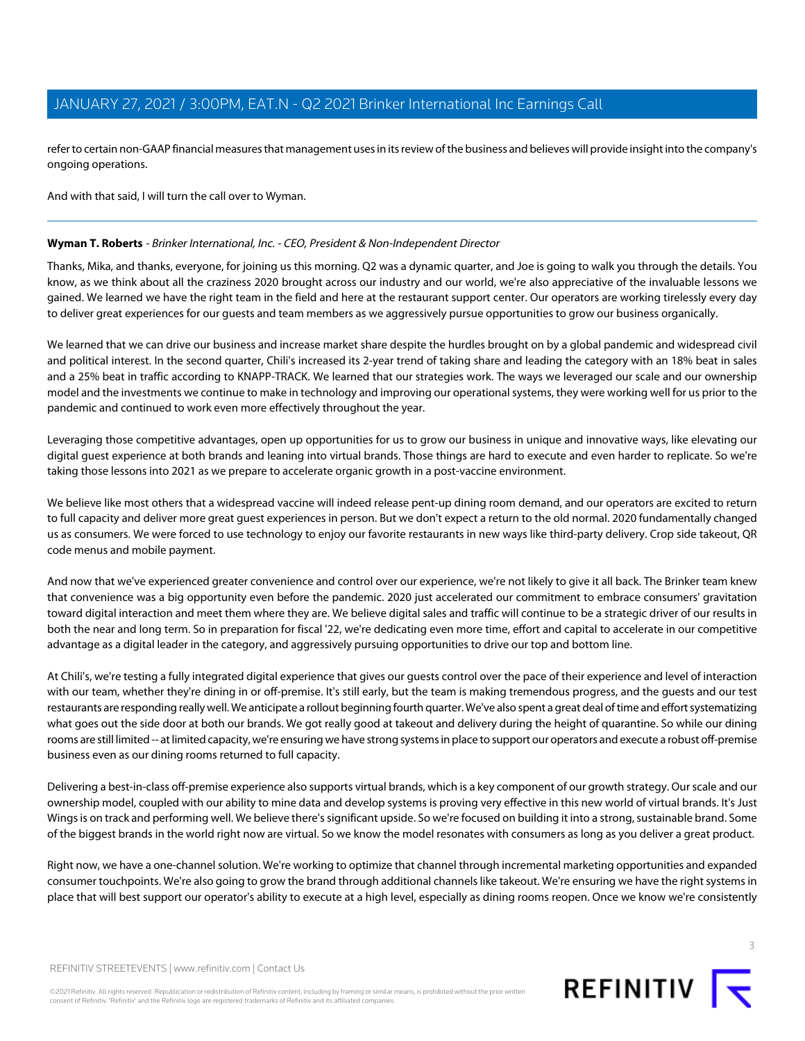refer to certain non-GAAP financial measures that management uses in its review of the business and believes will provide insight into the company's ongoing operations.

And with that said, I will turn the call over to Wyman.

---

**Wyman T. Roberts** - *Brinker International, Inc. - CEO, President & Non-Independent Director*

Thanks, Mika, and thanks, everyone, for joining us this morning. Q2 was a dynamic quarter, and Joe is going to walk you through the details. You know, as we think about all the craziness 2020 brought across our industry and our world, we're also appreciative of the invaluable lessons we gained. We learned we have the right team in the field and here at the restaurant support center. Our operators are working tirelessly every day to deliver great experiences for our guests and team members as we aggressively pursue opportunities to grow our business organically.

We learned that we can drive our business and increase market share despite the hurdles brought on by a global pandemic and widespread civil and political interest. In the second quarter, Chili's increased its 2-year trend of taking share and leading the category with an 18% beat in sales and a 25% beat in traffic according to KNAPP-TRACK. We learned that our strategies work. The ways we leveraged our scale and our ownership model and the investments we continue to make in technology and improving our operational systems, they were working well for us prior to the pandemic and continued to work even more effectively throughout the year.

Leveraging those competitive advantages, open up opportunities for us to grow our business in unique and innovative ways, like elevating our digital guest experience at both brands and leaning into virtual brands. Those things are hard to execute and even harder to replicate. So we're taking those lessons into 2021 as we prepare to accelerate organic growth in a post-vaccine environment.

We believe like most others that a widespread vaccine will indeed release pent-up dining room demand, and our operators are excited to return to full capacity and deliver more great guest experiences in person. But we don't expect a return to the old normal. 2020 fundamentally changed us as consumers. We were forced to use technology to enjoy our favorite restaurants in new ways like third-party delivery. Crop side takeout, QR code menus and mobile payment.

And now that we've experienced greater convenience and control over our experience, we're not likely to give it all back. The Brinker team knew that convenience was a big opportunity even before the pandemic. 2020 just accelerated our commitment to embrace consumers' gravitation toward digital interaction and meet them where they are. We believe digital sales and traffic will continue to be a strategic driver of our results in both the near and long term. So in preparation for fiscal '22, we're dedicating even more time, effort and capital to accelerate in our competitive advantage as a digital leader in the category, and aggressively pursuing opportunities to drive our top and bottom line.

At Chili's, we're testing a fully integrated digital experience that gives our guests control over the pace of their experience and level of interaction with our team, whether they're dining in or off-premise. It's still early, but the team is making tremendous progress, and the guests and our test restaurants are responding really well. We anticipate a rollout beginning fourth quarter. We've also spent a great deal of time and effort systematizing what goes out the side door at both our brands. We got really good at takeout and delivery during the height of quarantine. So while our dining rooms are still limited -- at limited capacity, we're ensuring we have strong systems in place to support our operators and execute a robust off-premise business even as our dining rooms returned to full capacity.

Delivering a best-in-class off-premise experience also supports virtual brands, which is a key component of our growth strategy. Our scale and our ownership model, coupled with our ability to mine data and develop systems is proving very effective in this new world of virtual brands. It's Just Wings is on track and performing well. We believe there's significant upside. So we're focused on building it into a strong, sustainable brand. Some of the biggest brands in the world right now are virtual. So we know the model resonates with consumers as long as you deliver a great product.

Right now, we have a one-channel solution. We're working to optimize that channel through incremental marketing opportunities and expanded consumer touchpoints. We're also going to grow the brand through additional channels like takeout. We're ensuring we have the right systems in place that will best support our operator's ability to execute at a high level, especially as dining rooms reopen. Once we know we're consistently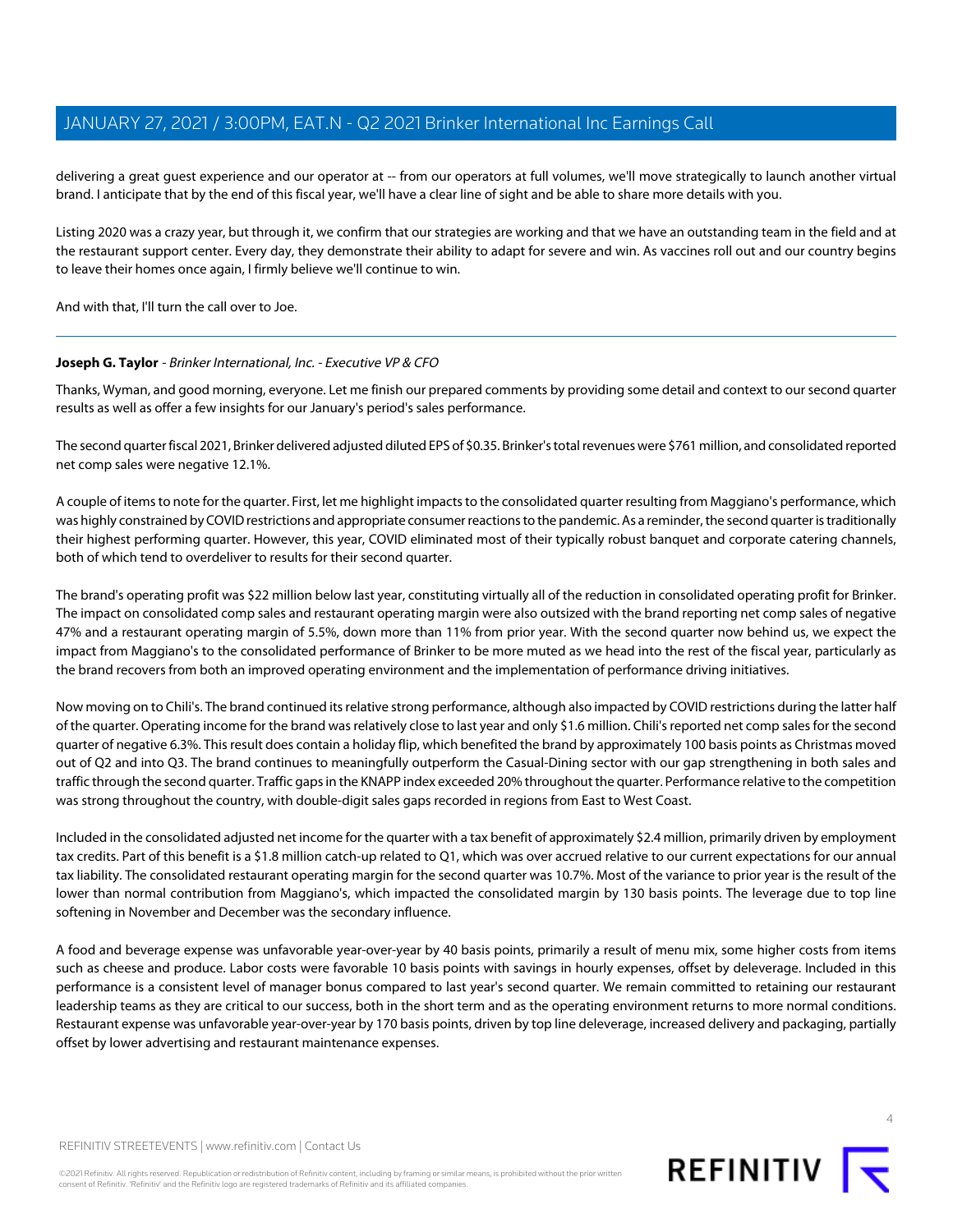delivering a great guest experience and our operator at -- from our operators at full volumes, we'll move strategically to launch another virtual brand. I anticipate that by the end of this fiscal year, we'll have a clear line of sight and be able to share more details with you.

Listing 2020 was a crazy year, but through it, we confirm that our strategies are working and that we have an outstanding team in the field and at the restaurant support center. Every day, they demonstrate their ability to adapt for severe and win. As vaccines roll out and our country begins to leave their homes once again, I firmly believe we'll continue to win.

And with that, I'll turn the call over to Joe.

---

**Joseph G. Taylor** - *Brinker International, Inc. - Executive VP & CFO*

Thanks, Wyman, and good morning, everyone. Let me finish our prepared comments by providing some detail and context to our second quarter results as well as offer a few insights for our January's period's sales performance.

The second quarter fiscal 2021, Brinker delivered adjusted diluted EPS of $0.35. Brinker's total revenues were $761 million, and consolidated reported net comp sales were negative 12.1%.

A couple of items to note for the quarter. First, let me highlight impacts to the consolidated quarter resulting from Maggiano's performance, which was highly constrained by COVID restrictions and appropriate consumer reactions to the pandemic. As a reminder, the second quarter is traditionally their highest performing quarter. However, this year, COVID eliminated most of their typically robust banquet and corporate catering channels, both of which tend to overdeliver to results for their second quarter.

The brand's operating profit was $22 million below last year, constituting virtually all of the reduction in consolidated operating profit for Brinker. The impact on consolidated comp sales and restaurant operating margin were also outsized with the brand reporting net comp sales of negative 47% and a restaurant operating margin of 5.5%, down more than 11% from prior year. With the second quarter now behind us, we expect the impact from Maggiano's to the consolidated performance of Brinker to be more muted as we head into the rest of the fiscal year, particularly as the brand recovers from both an improved operating environment and the implementation of performance driving initiatives.

Now moving on to Chili's. The brand continued its relative strong performance, although also impacted by COVID restrictions during the latter half of the quarter. Operating income for the brand was relatively close to last year and only $1.6 million. Chili's reported net comp sales for the second quarter of negative 6.3%. This result does contain a holiday flip, which benefited the brand by approximately 100 basis points as Christmas moved out of Q2 and into Q3. The brand continues to meaningfully outperform the Casual-Dining sector with our gap strengthening in both sales and traffic through the second quarter. Traffic gaps in the KNAPP index exceeded 20% throughout the quarter. Performance relative to the competition was strong throughout the country, with double-digit sales gaps recorded in regions from East to West Coast.

Included in the consolidated adjusted net income for the quarter with a tax benefit of approximately $2.4 million, primarily driven by employment tax credits. Part of this benefit is a $1.8 million catch-up related to Q1, which was over accrued relative to our current expectations for our annual tax liability. The consolidated restaurant operating margin for the second quarter was 10.7%. Most of the variance to prior year is the result of the lower than normal contribution from Maggiano's, which impacted the consolidated margin by 130 basis points. The leverage due to top line softening in November and December was the secondary influence.

A food and beverage expense was unfavorable year-over-year by 40 basis points, primarily a result of menu mix, some higher costs from items such as cheese and produce. Labor costs were favorable 10 basis points with savings in hourly expenses, offset by deleverage. Included in this performance is a consistent level of manager bonus compared to last year's second quarter. We remain committed to retaining our restaurant leadership teams as they are critical to our success, both in the short term and as the operating environment returns to more normal conditions. Restaurant expense was unfavorable year-over-year by 170 basis points, driven by top line deleverage, increased delivery and packaging, partially offset by lower advertising and restaurant maintenance expenses.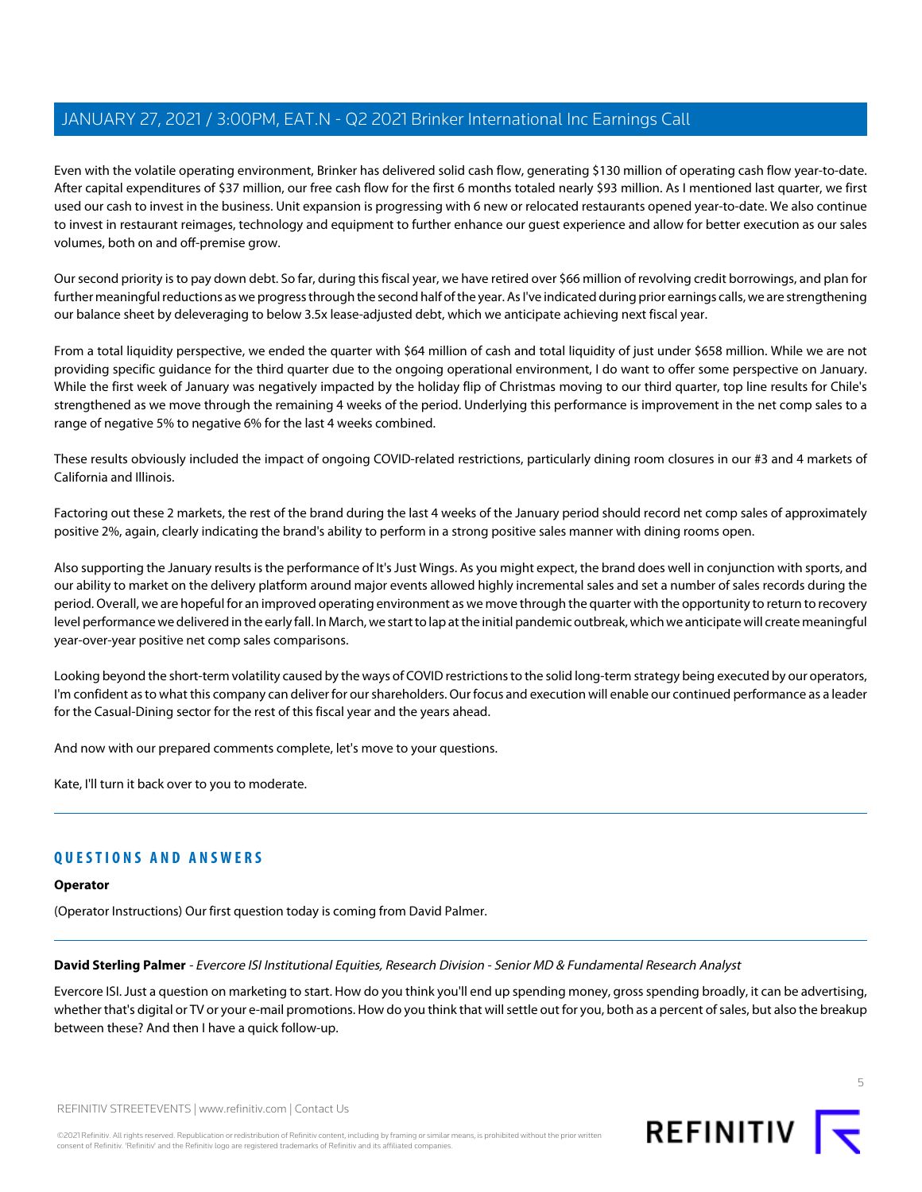Even with the volatile operating environment, Brinker has delivered solid cash flow, generating $130 million of operating cash flow year-to-date. After capital expenditures of $37 million, our free cash flow for the first 6 months totaled nearly $93 million. As I mentioned last quarter, we first used our cash to invest in the business. Unit expansion is progressing with 6 new or relocated restaurants opened year-to-date. We also continue to invest in restaurant reimages, technology and equipment to further enhance our guest experience and allow for better execution as our sales volumes, both on and off-premise grow.

Our second priority is to pay down debt. So far, during this fiscal year, we have retired over $66 million of revolving credit borrowings, and plan for further meaningful reductions as we progress through the second half of the year. As I've indicated during prior earnings calls, we are strengthening our balance sheet by deleveraging to below 3.5x lease-adjusted debt, which we anticipate achieving next fiscal year.

From a total liquidity perspective, we ended the quarter with $64 million of cash and total liquidity of just under $658 million. While we are not providing specific guidance for the third quarter due to the ongoing operational environment, I do want to offer some perspective on January. While the first week of January was negatively impacted by the holiday flip of Christmas moving to our third quarter, top line results for Chile's strengthened as we move through the remaining 4 weeks of the period. Underlying this performance is improvement in the net comp sales to a range of negative 5% to negative 6% for the last 4 weeks combined.

These results obviously included the impact of ongoing COVID-related restrictions, particularly dining room closures in our #3 and 4 markets of California and Illinois.

Factoring out these 2 markets, the rest of the brand during the last 4 weeks of the January period should record net comp sales of approximately positive 2%, again, clearly indicating the brand's ability to perform in a strong positive sales manner with dining rooms open.

Also supporting the January results is the performance of It's Just Wings. As you might expect, the brand does well in conjunction with sports, and our ability to market on the delivery platform around major events allowed highly incremental sales and set a number of sales records during the period. Overall, we are hopeful for an improved operating environment as we move through the quarter with the opportunity to return to recovery level performance we delivered in the early fall. In March, we start to lap at the initial pandemic outbreak, which we anticipate will create meaningful year-over-year positive net comp sales comparisons.

Looking beyond the short-term volatility caused by the ways of COVID restrictions to the solid long-term strategy being executed by our operators, I'm confident as to what this company can deliver for our shareholders. Our focus and execution will enable our continued performance as a leader for the Casual-Dining sector for the rest of this fiscal year and the years ahead.

And now with our prepared comments complete, let's move to your questions.

Kate, I'll turn it back over to you to moderate.

## QUESTIONS AND ANSWERS

**Operator**

(Operator Instructions) Our first question today is coming from David Palmer.

**David Sterling Palmer** - *Evercore ISI Institutional Equities, Research Division - Senior MD & Fundamental Research Analyst*

Evercore ISI. Just a question on marketing to start. How do you think you'll end up spending money, gross spending broadly, it can be advertising, whether that's digital or TV or your e-mail promotions. How do you think that will settle out for you, both as a percent of sales, but also the breakup between these? And then I have a quick follow-up.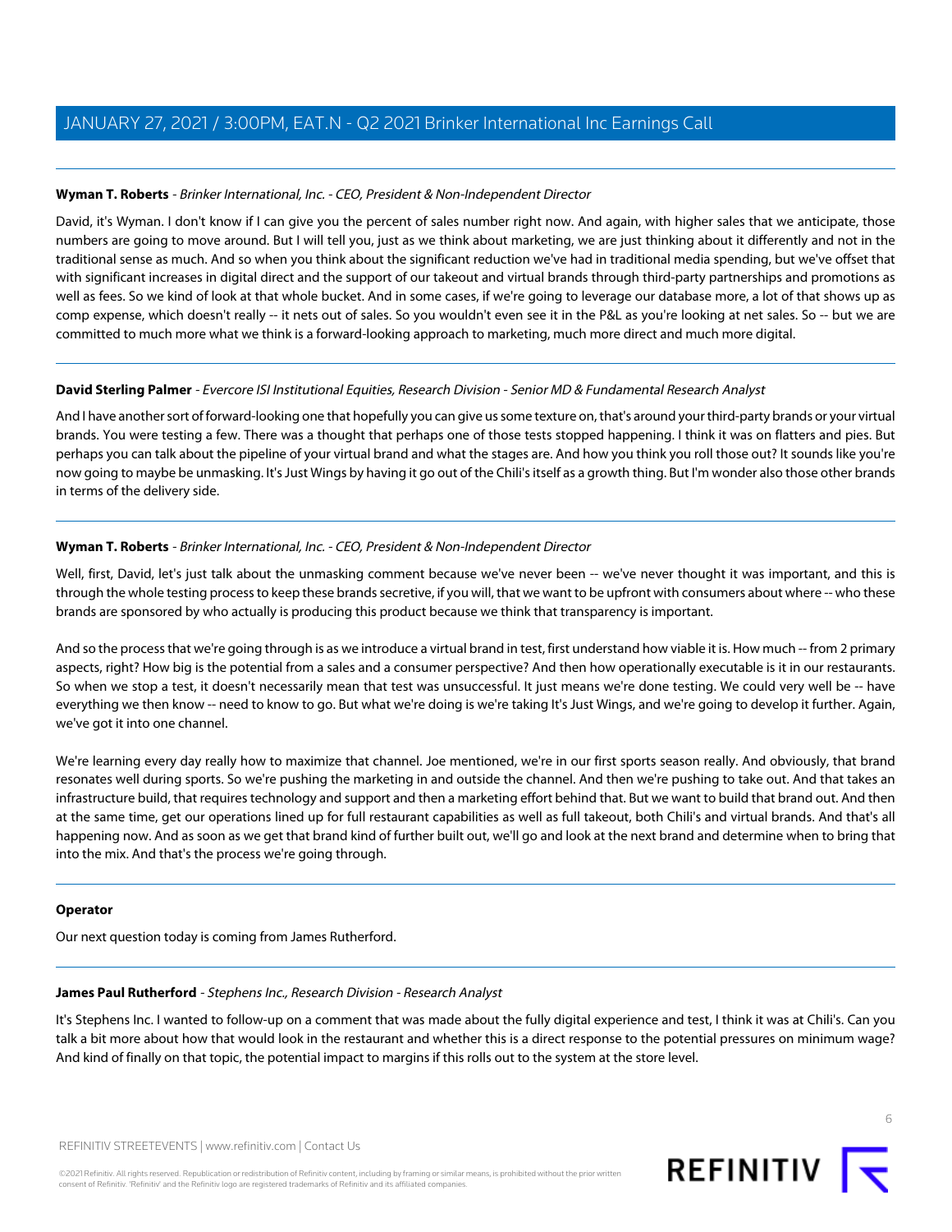**Wyman T. Roberts** - *Brinker International, Inc. - CEO, President & Non-Independent Director*

David, it's Wyman. I don't know if I can give you the percent of sales number right now. And again, with higher sales that we anticipate, those numbers are going to move around. But I will tell you, just as we think about marketing, we are just thinking about it differently and not in the traditional sense as much. And so when you think about the significant reduction we've had in traditional media spending, but we've offset that with significant increases in digital direct and the support of our takeout and virtual brands through third-party partnerships and promotions as well as fees. So we kind of look at that whole bucket. And in some cases, if we're going to leverage our database more, a lot of that shows up as comp expense, which doesn't really -- it nets out of sales. So you wouldn't even see it in the P&L as you're looking at net sales. So -- but we are committed to much more what we think is a forward-looking approach to marketing, much more direct and much more digital.

---

**David Sterling Palmer** - *Evercore ISI Institutional Equities, Research Division - Senior MD & Fundamental Research Analyst*

And I have another sort of forward-looking one that hopefully you can give us some texture on, that's around your third-party brands or your virtual brands. You were testing a few. There was a thought that perhaps one of those tests stopped happening. I think it was on flatters and pies. But perhaps you can talk about the pipeline of your virtual brand and what the stages are. And how you think you roll those out? It sounds like you're now going to maybe be unmasking. It's Just Wings by having it go out of the Chili's itself as a growth thing. But I'm wonder also those other brands in terms of the delivery side.

---

**Wyman T. Roberts** - *Brinker International, Inc. - CEO, President & Non-Independent Director*

Well, first, David, let's just talk about the unmasking comment because we've never been -- we've never thought it was important, and this is through the whole testing process to keep these brands secretive, if you will, that we want to be upfront with consumers about where -- who these brands are sponsored by who actually is producing this product because we think that transparency is important.

And so the process that we're going through is as we introduce a virtual brand in test, first understand how viable it is. How much -- from 2 primary aspects, right? How big is the potential from a sales and a consumer perspective? And then how operationally executable is it in our restaurants. So when we stop a test, it doesn't necessarily mean that test was unsuccessful. It just means we're done testing. We could very well be -- have everything we then know -- need to know to go. But what we're doing is we're taking It's Just Wings, and we're going to develop it further. Again, we've got it into one channel.

We're learning every day really how to maximize that channel. Joe mentioned, we're in our first sports season really. And obviously, that brand resonates well during sports. So we're pushing the marketing in and outside the channel. And then we're pushing to take out. And that takes an infrastructure build, that requires technology and support and then a marketing effort behind that. But we want to build that brand out. And then at the same time, get our operations lined up for full restaurant capabilities as well as full takeout, both Chili's and virtual brands. And that's all happening now. And as soon as we get that brand kind of further built out, we'll go and look at the next brand and determine when to bring that into the mix. And that's the process we're going through.

---

**Operator**

Our next question today is coming from James Rutherford.

---

**James Paul Rutherford** - *Stephens Inc., Research Division - Research Analyst*

It's Stephens Inc. I wanted to follow-up on a comment that was made about the fully digital experience and test, I think it was at Chili's. Can you talk a bit more about how that would look in the restaurant and whether this is a direct response to the potential pressures on minimum wage? And kind of finally on that topic, the potential impact to margins if this rolls out to the system at the store level.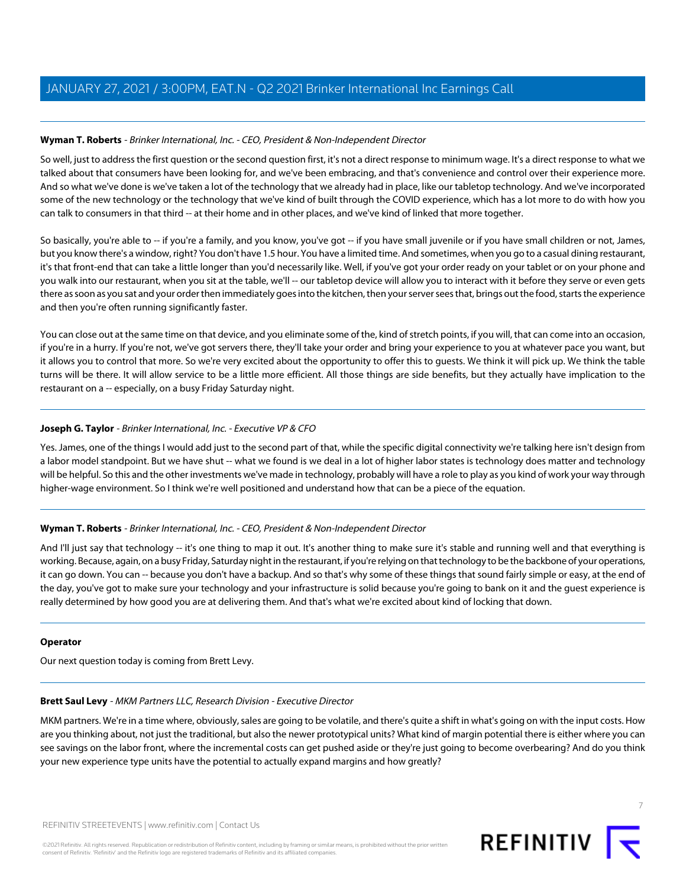**Wyman T. Roberts** - *Brinker International, Inc. - CEO, President & Non-Independent Director*

So well, just to address the first question or the second question first, it's not a direct response to minimum wage. It's a direct response to what we talked about that consumers have been looking for, and we've been embracing, and that's convenience and control over their experience more. And so what we've done is we've taken a lot of the technology that we already had in place, like our tabletop technology. And we've incorporated some of the new technology or the technology that we've kind of built through the COVID experience, which has a lot more to do with how you can talk to consumers in that third -- at their home and in other places, and we've kind of linked that more together.

So basically, you're able to -- if you're a family, and you know, you've got -- if you have small juvenile or if you have small children or not, James, but you know there's a window, right? You don't have 1.5 hour. You have a limited time. And sometimes, when you go to a casual dining restaurant, it's that front-end that can take a little longer than you'd necessarily like. Well, if you've got your order ready on your tablet or on your phone and you walk into our restaurant, when you sit at the table, we'll -- our tabletop device will allow you to interact with it before they serve or even gets there as soon as you sat and your order then immediately goes into the kitchen, then your server sees that, brings out the food, starts the experience and then you're often running significantly faster.

You can close out at the same time on that device, and you eliminate some of the, kind of stretch points, if you will, that can come into an occasion, if you're in a hurry. If you're not, we've got servers there, they'll take your order and bring your experience to you at whatever pace you want, but it allows you to control that more. So we're very excited about the opportunity to offer this to guests. We think it will pick up. We think the table turns will be there. It will allow service to be a little more efficient. All those things are side benefits, but they actually have implication to the restaurant on a -- especially, on a busy Friday Saturday night.

---

**Joseph G. Taylor** - *Brinker International, Inc. - Executive VP & CFO*

Yes. James, one of the things I would add just to the second part of that, while the specific digital connectivity we're talking here isn't design from a labor model standpoint. But we have shut -- what we found is we deal in a lot of higher labor states is technology does matter and technology will be helpful. So this and the other investments we've made in technology, probably will have a role to play as you kind of work your way through higher-wage environment. So I think we're well positioned and understand how that can be a piece of the equation.

---

**Wyman T. Roberts** - *Brinker International, Inc. - CEO, President & Non-Independent Director*

And I'll just say that technology -- it's one thing to map it out. It's another thing to make sure it's stable and running well and that everything is working. Because, again, on a busy Friday, Saturday night in the restaurant, if you're relying on that technology to be the backbone of your operations, it can go down. You can -- because you don't have a backup. And so that's why some of these things that sound fairly simple or easy, at the end of the day, you've got to make sure your technology and your infrastructure is solid because you're going to bank on it and the guest experience is really determined by how good you are at delivering them. And that's what we're excited about kind of locking that down.

---

**Operator**

Our next question today is coming from Brett Levy.

---

**Brett Saul Levy** - *MKM Partners LLC, Research Division - Executive Director*

MKM partners. We're in a time where, obviously, sales are going to be volatile, and there's quite a shift in what's going on with the input costs. How are you thinking about, not just the traditional, but also the newer prototypical units? What kind of margin potential there is either where you can see savings on the labor front, where the incremental costs can get pushed aside or they're just going to become overbearing? And do you think your new experience type units have the potential to actually expand margins and how greatly?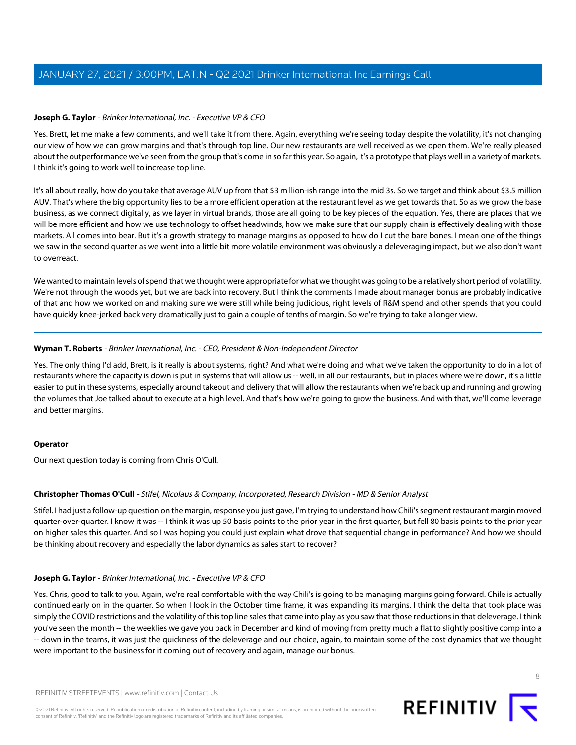**Joseph G. Taylor** - *Brinker International, Inc. - Executive VP & CFO*

Yes. Brett, let me make a few comments, and we'll take it from there. Again, everything we're seeing today despite the volatility, it's not changing our view of how we can grow margins and that's through top line. Our new restaurants are well received as we open them. We're really pleased about the outperformance we've seen from the group that's come in so far this year. So again, it's a prototype that plays well in a variety of markets. I think it's going to work well to increase top line.

It's all about really, how do you take that average AUV up from that $3 million-ish range into the mid 3s. So we target and think about $3.5 million AUV. That's where the big opportunity lies to be a more efficient operation at the restaurant level as we get towards that. So as we grow the base business, as we connect digitally, as we layer in virtual brands, those are all going to be key pieces of the equation. Yes, there are places that we will be more efficient and how we use technology to offset headwinds, how we make sure that our supply chain is effectively dealing with those markets. All comes into bear. But it's a growth strategy to manage margins as opposed to how do I cut the bare bones. I mean one of the things we saw in the second quarter as we went into a little bit more volatile environment was obviously a deleveraging impact, but we also don't want to overreact.

We wanted to maintain levels of spend that we thought were appropriate for what we thought was going to be a relatively short period of volatility. We're not through the woods yet, but we are back into recovery. But I think the comments I made about manager bonus are probably indicative of that and how we worked on and making sure we were still while being judicious, right levels of R&M spend and other spends that you could have quickly knee-jerked back very dramatically just to gain a couple of tenths of margin. So we're trying to take a longer view.

---

**Wyman T. Roberts** - *Brinker International, Inc. - CEO, President & Non-Independent Director*

Yes. The only thing I'd add, Brett, is it really is about systems, right? And what we're doing and what we've taken the opportunity to do in a lot of restaurants where the capacity is down is put in systems that will allow us -- well, in all our restaurants, but in places where we're down, it's a little easier to put in these systems, especially around takeout and delivery that will allow the restaurants when we're back up and running and growing the volumes that Joe talked about to execute at a high level. And that's how we're going to grow the business. And with that, we'll come leverage and better margins.

---

**Operator**

Our next question today is coming from Chris O'Cull.

---

**Christopher Thomas O'Cull** - *Stifel, Nicolaus & Company, Incorporated, Research Division - MD & Senior Analyst*

Stifel. I had just a follow-up question on the margin, response you just gave, I'm trying to understand how Chili's segment restaurant margin moved quarter-over-quarter. I know it was -- I think it was up 50 basis points to the prior year in the first quarter, but fell 80 basis points to the prior year on higher sales this quarter. And so I was hoping you could just explain what drove that sequential change in performance? And how we should be thinking about recovery and especially the labor dynamics as sales start to recover?

---

**Joseph G. Taylor** - *Brinker International, Inc. - Executive VP & CFO*

Yes. Chris, good to talk to you. Again, we're real comfortable with the way Chili's is going to be managing margins going forward. Chile is actually continued early on in the quarter. So when I look in the October time frame, it was expanding its margins. I think the delta that took place was simply the COVID restrictions and the volatility of this top line sales that came into play as you saw that those reductions in that deleverage. I think you've seen the month -- the weeklies we gave you back in December and kind of moving from pretty much a flat to slightly positive comp into a -- down in the teams, it was just the quickness of the deleverage and our choice, again, to maintain some of the cost dynamics that we thought were important to the business for it coming out of recovery and again, manage our bonus.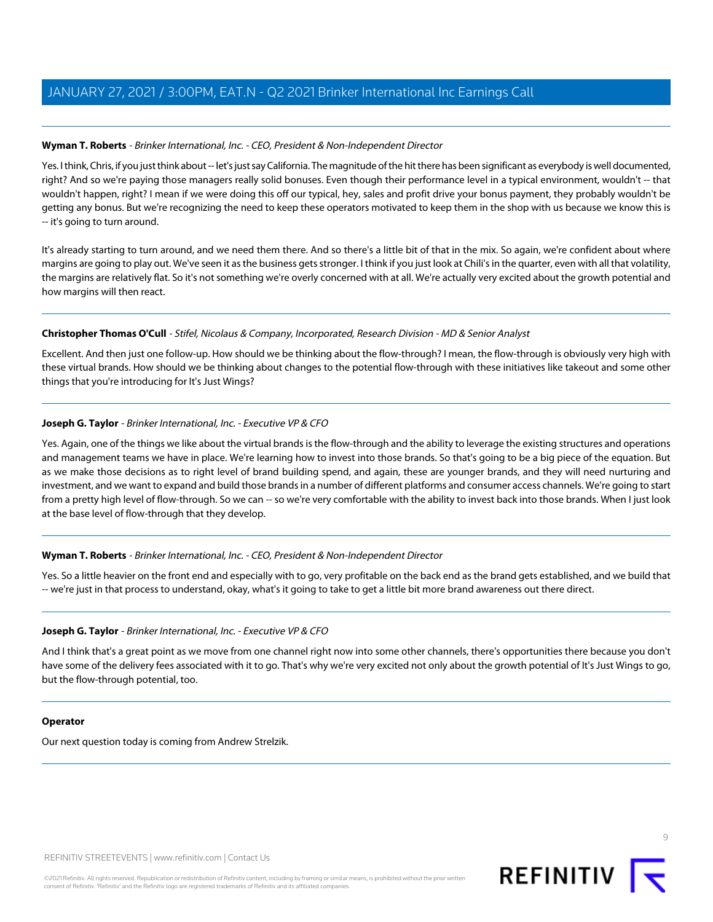**Wyman T. Roberts** - *Brinker International, Inc. - CEO, President & Non-Independent Director*

Yes. I think, Chris, if you just think about -- let's just say California. The magnitude of the hit there has been significant as everybody is well documented, right? And so we're paying those managers really solid bonuses. Even though their performance level in a typical environment, wouldn't -- that wouldn't happen, right? I mean if we were doing this off our typical, hey, sales and profit drive your bonus payment, they probably wouldn't be getting any bonus. But we're recognizing the need to keep these operators motivated to keep them in the shop with us because we know this is -- it's going to turn around.

It's already starting to turn around, and we need them there. And so there's a little bit of that in the mix. So again, we're confident about where margins are going to play out. We've seen it as the business gets stronger. I think if you just look at Chili's in the quarter, even with all that volatility, the margins are relatively flat. So it's not something we're overly concerned with at all. We're actually very excited about the growth potential and how margins will then react.

---

**Christopher Thomas O'Cull** - *Stifel, Nicolaus & Company, Incorporated, Research Division - MD & Senior Analyst*

Excellent. And then just one follow-up. How should we be thinking about the flow-through? I mean, the flow-through is obviously very high with these virtual brands. How should we be thinking about changes to the potential flow-through with these initiatives like takeout and some other things that you're introducing for It's Just Wings?

---

**Joseph G. Taylor** - *Brinker International, Inc. - Executive VP & CFO*

Yes. Again, one of the things we like about the virtual brands is the flow-through and the ability to leverage the existing structures and operations and management teams we have in place. We're learning how to invest into those brands. So that's going to be a big piece of the equation. But as we make those decisions as to right level of brand building spend, and again, these are younger brands, and they will need nurturing and investment, and we want to expand and build those brands in a number of different platforms and consumer access channels. We're going to start from a pretty high level of flow-through. So we can -- so we're very comfortable with the ability to invest back into those brands. When I just look at the base level of flow-through that they develop.

---

**Wyman T. Roberts** - *Brinker International, Inc. - CEO, President & Non-Independent Director*

Yes. So a little heavier on the front end and especially with to go, very profitable on the back end as the brand gets established, and we build that -- we're just in that process to understand, okay, what's it going to take to get a little bit more brand awareness out there direct.

---

**Joseph G. Taylor** - *Brinker International, Inc. - Executive VP & CFO*

And I think that's a great point as we move from one channel right now into some other channels, there's opportunities there because you don't have some of the delivery fees associated with it to go. That's why we're very excited not only about the growth potential of It's Just Wings to go, but the flow-through potential, too.

---

**Operator**

Our next question today is coming from Andrew Strelzik.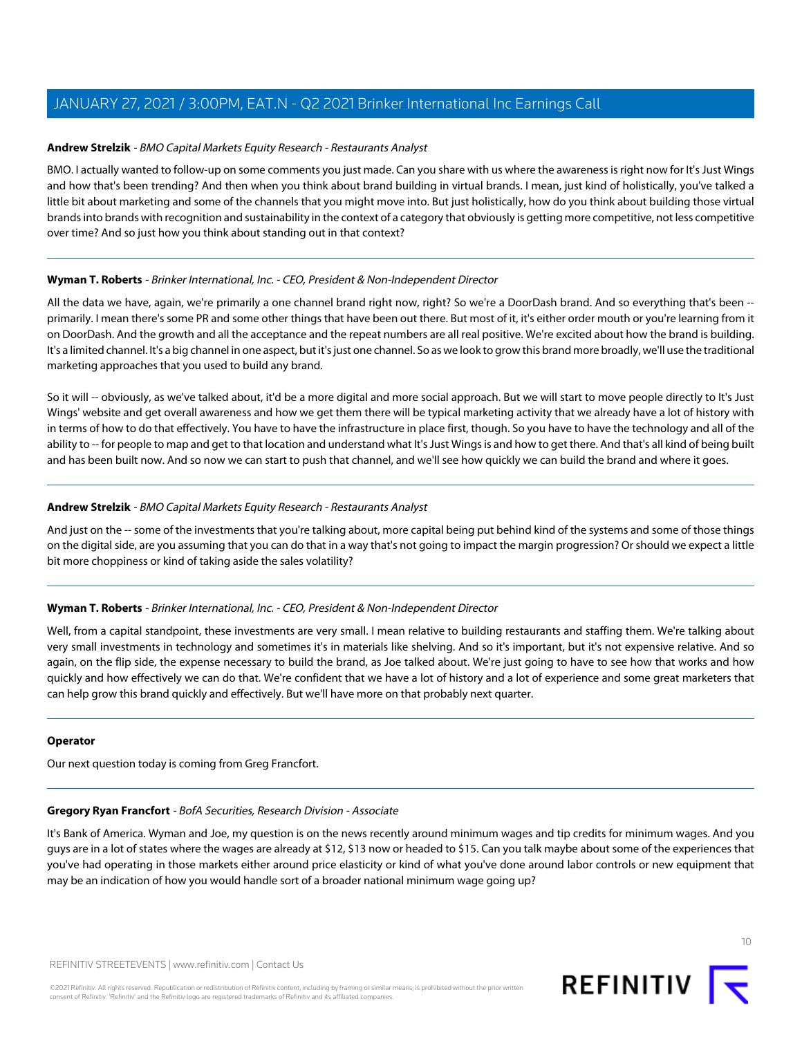**Andrew Strelzik** - *BMO Capital Markets Equity Research - Restaurants Analyst*

BMO. I actually wanted to follow-up on some comments you just made. Can you share with us where the awareness is right now for It's Just Wings and how that's been trending? And then when you think about brand building in virtual brands. I mean, just kind of holistically, you've talked a little bit about marketing and some of the channels that you might move into. But just holistically, how do you think about building those virtual brands into brands with recognition and sustainability in the context of a category that obviously is getting more competitive, not less competitive over time? And so just how you think about standing out in that context?

---

**Wyman T. Roberts** - *Brinker International, Inc. - CEO, President & Non-Independent Director*

All the data we have, again, we're primarily a one channel brand right now, right? So we're a DoorDash brand. And so everything that's been -- primarily. I mean there's some PR and some other things that have been out there. But most of it, it's either order mouth or you're learning from it on DoorDash. And the growth and all the acceptance and the repeat numbers are all real positive. We're excited about how the brand is building. It's a limited channel. It's a big channel in one aspect, but it's just one channel. So as we look to grow this brand more broadly, we'll use the traditional marketing approaches that you used to build any brand.

So it will -- obviously, as we've talked about, it'd be a more digital and more social approach. But we will start to move people directly to It's Just Wings' website and get overall awareness and how we get them there will be typical marketing activity that we already have a lot of history with in terms of how to do that effectively. You have to have the infrastructure in place first, though. So you have to have the technology and all of the ability to -- for people to map and get to that location and understand what It's Just Wings is and how to get there. And that's all kind of being built and has been built now. And so now we can start to push that channel, and we'll see how quickly we can build the brand and where it goes.

---

**Andrew Strelzik** - *BMO Capital Markets Equity Research - Restaurants Analyst*

And just on the -- some of the investments that you're talking about, more capital being put behind kind of the systems and some of those things on the digital side, are you assuming that you can do that in a way that's not going to impact the margin progression? Or should we expect a little bit more choppiness or kind of taking aside the sales volatility?

---

**Wyman T. Roberts** - *Brinker International, Inc. - CEO, President & Non-Independent Director*

Well, from a capital standpoint, these investments are very small. I mean relative to building restaurants and staffing them. We're talking about very small investments in technology and sometimes it's in materials like shelving. And so it's important, but it's not expensive relative. And so again, on the flip side, the expense necessary to build the brand, as Joe talked about. We're just going to have to see how that works and how quickly and how effectively we can do that. We're confident that we have a lot of history and a lot of experience and some great marketers that can help grow this brand quickly and effectively. But we'll have more on that probably next quarter.

---

**Operator**

Our next question today is coming from Greg Francfort.

---

**Gregory Ryan Francfort** - *BofA Securities, Research Division - Associate*

It's Bank of America. Wyman and Joe, my question is on the news recently around minimum wages and tip credits for minimum wages. And you guys are in a lot of states where the wages are already at $12, $13 now or headed to $15. Can you talk maybe about some of the experiences that you've had operating in those markets either around price elasticity or kind of what you've done around labor controls or new equipment that may be an indication of how you would handle sort of a broader national minimum wage going up?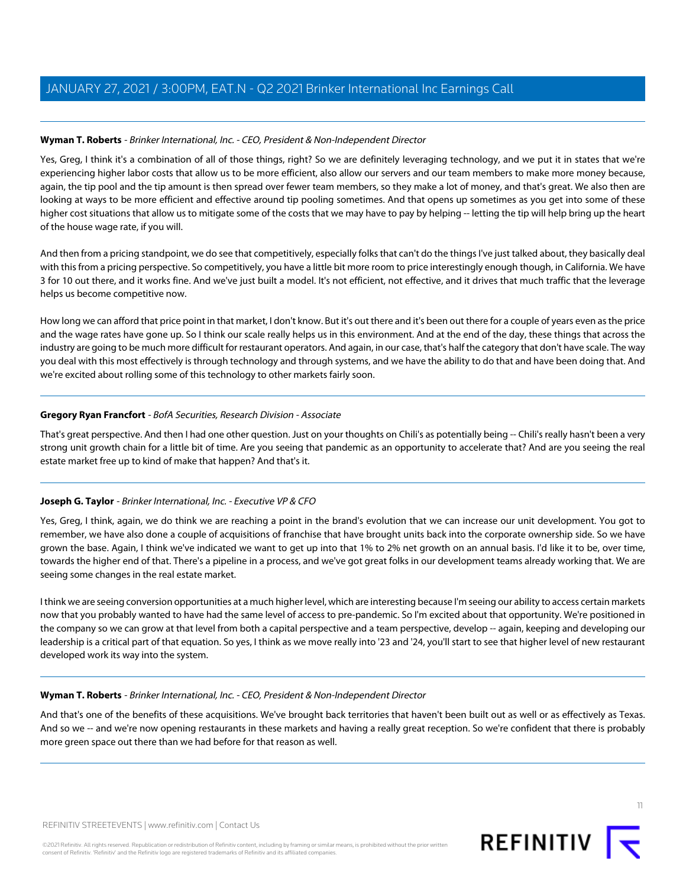**Wyman T. Roberts** - *Brinker International, Inc. - CEO, President & Non-Independent Director*

Yes, Greg, I think it's a combination of all of those things, right? So we are definitely leveraging technology, and we put it in states that we're experiencing higher labor costs that allow us to be more efficient, also allow our servers and our team members to make more money because, again, the tip pool and the tip amount is then spread over fewer team members, so they make a lot of money, and that's great. We also then are looking at ways to be more efficient and effective around tip pooling sometimes. And that opens up sometimes as you get into some of these higher cost situations that allow us to mitigate some of the costs that we may have to pay by helping -- letting the tip will help bring up the heart of the house wage rate, if you will.

And then from a pricing standpoint, we do see that competitively, especially folks that can't do the things I've just talked about, they basically deal with this from a pricing perspective. So competitively, you have a little bit more room to price interestingly enough though, in California. We have 3 for 10 out there, and it works fine. And we've just built a model. It's not efficient, not effective, and it drives that much traffic that the leverage helps us become competitive now.

How long we can afford that price point in that market, I don't know. But it's out there and it's been out there for a couple of years even as the price and the wage rates have gone up. So I think our scale really helps us in this environment. And at the end of the day, these things that across the industry are going to be much more difficult for restaurant operators. And again, in our case, that's half the category that don't have scale. The way you deal with this most effectively is through technology and through systems, and we have the ability to do that and have been doing that. And we're excited about rolling some of this technology to other markets fairly soon.

---

**Gregory Ryan Francfort** - *BofA Securities, Research Division - Associate*

That's great perspective. And then I had one other question. Just on your thoughts on Chili's as potentially being -- Chili's really hasn't been a very strong unit growth chain for a little bit of time. Are you seeing that pandemic as an opportunity to accelerate that? And are you seeing the real estate market free up to kind of make that happen? And that's it.

---

**Joseph G. Taylor** - *Brinker International, Inc. - Executive VP & CFO*

Yes, Greg, I think, again, we do think we are reaching a point in the brand's evolution that we can increase our unit development. You got to remember, we have also done a couple of acquisitions of franchise that have brought units back into the corporate ownership side. So we have grown the base. Again, I think we've indicated we want to get up into that 1% to 2% net growth on an annual basis. I'd like it to be, over time, towards the higher end of that. There's a pipeline in a process, and we've got great folks in our development teams already working that. We are seeing some changes in the real estate market.

I think we are seeing conversion opportunities at a much higher level, which are interesting because I'm seeing our ability to access certain markets now that you probably wanted to have had the same level of access to pre-pandemic. So I'm excited about that opportunity. We're positioned in the company so we can grow at that level from both a capital perspective and a team perspective, develop -- again, keeping and developing our leadership is a critical part of that equation. So yes, I think as we move really into '23 and '24, you'll start to see that higher level of new restaurant developed work its way into the system.

---

**Wyman T. Roberts** - *Brinker International, Inc. - CEO, President & Non-Independent Director*

And that's one of the benefits of these acquisitions. We've brought back territories that haven't been built out as well or as effectively as Texas. And so we -- and we're now opening restaurants in these markets and having a really great reception. So we're confident that there is probably more green space out there than we had before for that reason as well.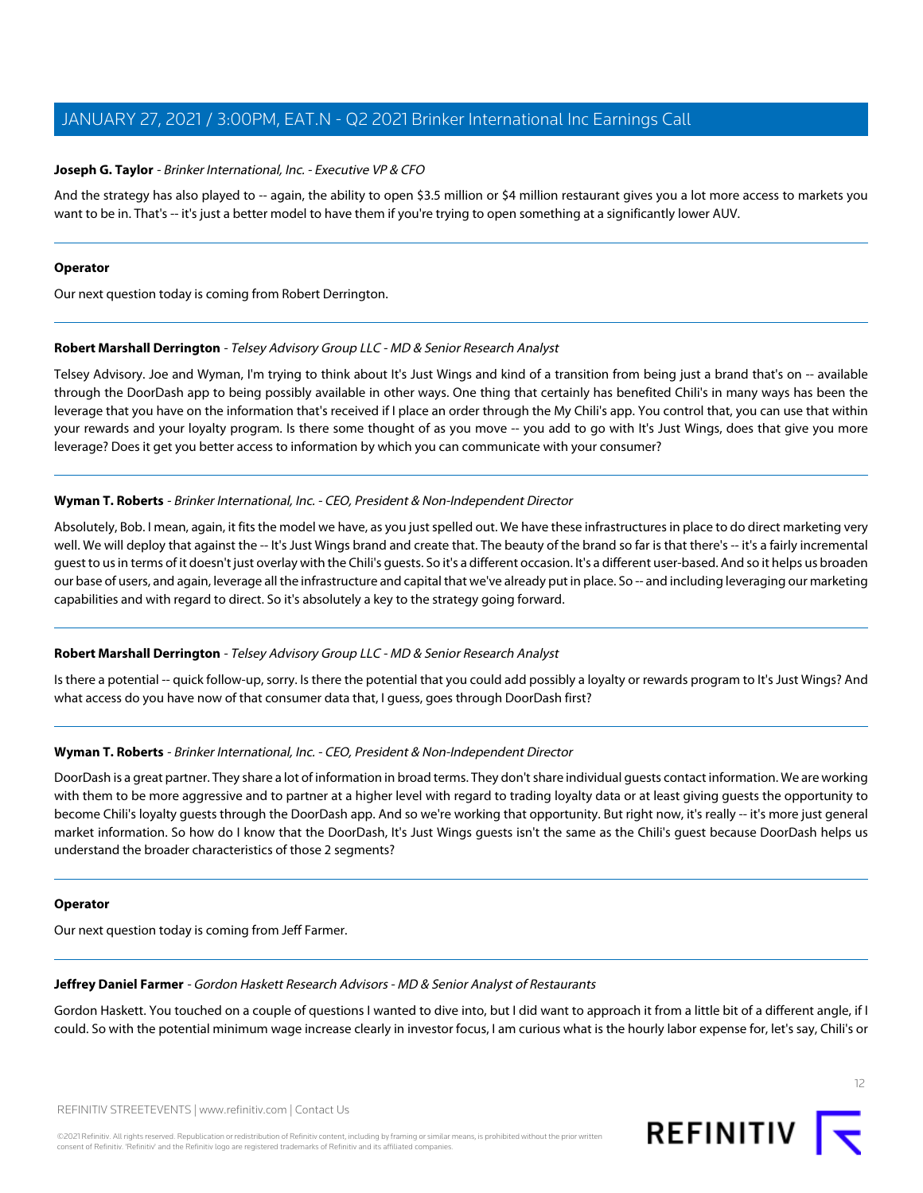**Joseph G. Taylor** - *Brinker International, Inc. - Executive VP & CFO*

And the strategy has also played to -- again, the ability to open $3.5 million or $4 million restaurant gives you a lot more access to markets you want to be in. That's -- it's just a better model to have them if you're trying to open something at a significantly lower AUV.

---

**Operator**

Our next question today is coming from Robert Derrington.

---

**Robert Marshall Derrington** - *Telsey Advisory Group LLC - MD & Senior Research Analyst*

Telsey Advisory. Joe and Wyman, I'm trying to think about It's Just Wings and kind of a transition from being just a brand that's on -- available through the DoorDash app to being possibly available in other ways. One thing that certainly has benefited Chili's in many ways has been the leverage that you have on the information that's received if I place an order through the My Chili's app. You control that, you can use that within your rewards and your loyalty program. Is there some thought of as you move -- you add to go with It's Just Wings, does that give you more leverage? Does it get you better access to information by which you can communicate with your consumer?

---

**Wyman T. Roberts** - *Brinker International, Inc. - CEO, President & Non-Independent Director*

Absolutely, Bob. I mean, again, it fits the model we have, as you just spelled out. We have these infrastructures in place to do direct marketing very well. We will deploy that against the -- It's Just Wings brand and create that. The beauty of the brand so far is that there's -- it's a fairly incremental guest to us in terms of it doesn't just overlay with the Chili's guests. So it's a different occasion. It's a different user-based. And so it helps us broaden our base of users, and again, leverage all the infrastructure and capital that we've already put in place. So -- and including leveraging our marketing capabilities and with regard to direct. So it's absolutely a key to the strategy going forward.

---

**Robert Marshall Derrington** - *Telsey Advisory Group LLC - MD & Senior Research Analyst*

Is there a potential -- quick follow-up, sorry. Is there the potential that you could add possibly a loyalty or rewards program to It's Just Wings? And what access do you have now of that consumer data that, I guess, goes through DoorDash first?

---

**Wyman T. Roberts** - *Brinker International, Inc. - CEO, President & Non-Independent Director*

DoorDash is a great partner. They share a lot of information in broad terms. They don't share individual guests contact information. We are working with them to be more aggressive and to partner at a higher level with regard to trading loyalty data or at least giving guests the opportunity to become Chili's loyalty guests through the DoorDash app. And so we're working that opportunity. But right now, it's really -- it's more just general market information. So how do I know that the DoorDash, It's Just Wings guests isn't the same as the Chili's guest because DoorDash helps us understand the broader characteristics of those 2 segments?

---

**Operator**

Our next question today is coming from Jeff Farmer.

---

**Jeffrey Daniel Farmer** - *Gordon Haskett Research Advisors - MD & Senior Analyst of Restaurants*

Gordon Haskett. You touched on a couple of questions I wanted to dive into, but I did want to approach it from a little bit of a different angle, if I could. So with the potential minimum wage increase clearly in investor focus, I am curious what is the hourly labor expense for, let's say, Chili's or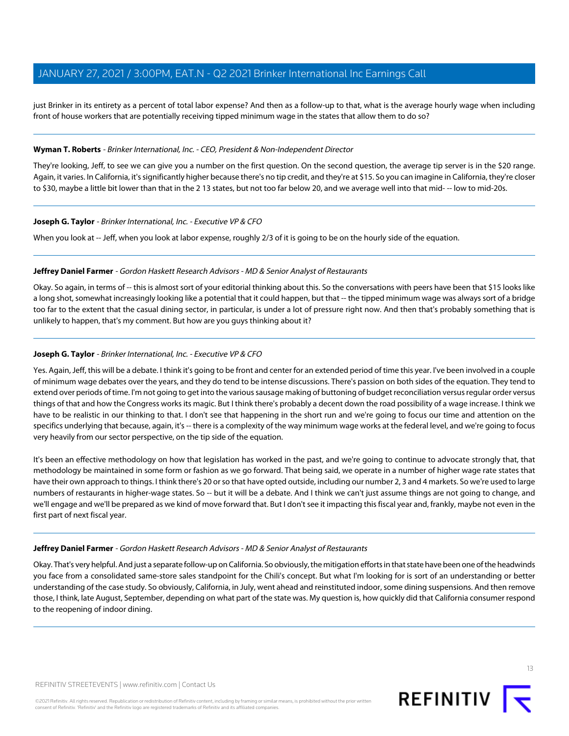just Brinker in its entirety as a percent of total labor expense? And then as a follow-up to that, what is the average hourly wage when including front of house workers that are potentially receiving tipped minimum wage in the states that allow them to do so?

---

**Wyman T. Roberts** - *Brinker International, Inc. - CEO, President & Non-Independent Director*

They're looking, Jeff, to see we can give you a number on the first question. On the second question, the average tip server is in the $20 range. Again, it varies. In California, it's significantly higher because there's no tip credit, and they're at $15. So you can imagine in California, they're closer to $30, maybe a little bit lower than that in the 2 13 states, but not too far below 20, and we average well into that mid- -- low to mid-20s.

---

**Joseph G. Taylor** - *Brinker International, Inc. - Executive VP & CFO*

When you look at -- Jeff, when you look at labor expense, roughly 2/3 of it is going to be on the hourly side of the equation.

---

**Jeffrey Daniel Farmer** - *Gordon Haskett Research Advisors - MD & Senior Analyst of Restaurants*

Okay. So again, in terms of -- this is almost sort of your editorial thinking about this. So the conversations with peers have been that $15 looks like a long shot, somewhat increasingly looking like a potential that it could happen, but that -- the tipped minimum wage was always sort of a bridge too far to the extent that the casual dining sector, in particular, is under a lot of pressure right now. And then that's probably something that is unlikely to happen, that's my comment. But how are you guys thinking about it?

---

**Joseph G. Taylor** - *Brinker International, Inc. - Executive VP & CFO*

Yes. Again, Jeff, this will be a debate. I think it's going to be front and center for an extended period of time this year. I've been involved in a couple of minimum wage debates over the years, and they do tend to be intense discussions. There's passion on both sides of the equation. They tend to extend over periods of time. I'm not going to get into the various sausage making of buttoning of budget reconciliation versus regular order versus things of that and how the Congress works its magic. But I think there's probably a decent down the road possibility of a wage increase. I think we have to be realistic in our thinking to that. I don't see that happening in the short run and we're going to focus our time and attention on the specifics underlying that because, again, it's -- there is a complexity of the way minimum wage works at the federal level, and we're going to focus very heavily from our sector perspective, on the tip side of the equation.

It's been an effective methodology on how that legislation has worked in the past, and we're going to continue to advocate strongly that, that methodology be maintained in some form or fashion as we go forward. That being said, we operate in a number of higher wage rate states that have their own approach to things. I think there's 20 or so that have opted outside, including our number 2, 3 and 4 markets. So we're used to large numbers of restaurants in higher-wage states. So -- but it will be a debate. And I think we can't just assume things are not going to change, and we'll engage and we'll be prepared as we kind of move forward that. But I don't see it impacting this fiscal year and, frankly, maybe not even in the first part of next fiscal year.

---

**Jeffrey Daniel Farmer** - *Gordon Haskett Research Advisors - MD & Senior Analyst of Restaurants*

Okay. That's very helpful. And just a separate follow-up on California. So obviously, the mitigation efforts in that state have been one of the headwinds you face from a consolidated same-store sales standpoint for the Chili's concept. But what I'm looking for is sort of an understanding or better understanding of the case study. So obviously, California, in July, went ahead and reinstituted indoor, some dining suspensions. And then remove those, I think, late August, September, depending on what part of the state was. My question is, how quickly did that California consumer respond to the reopening of indoor dining.

---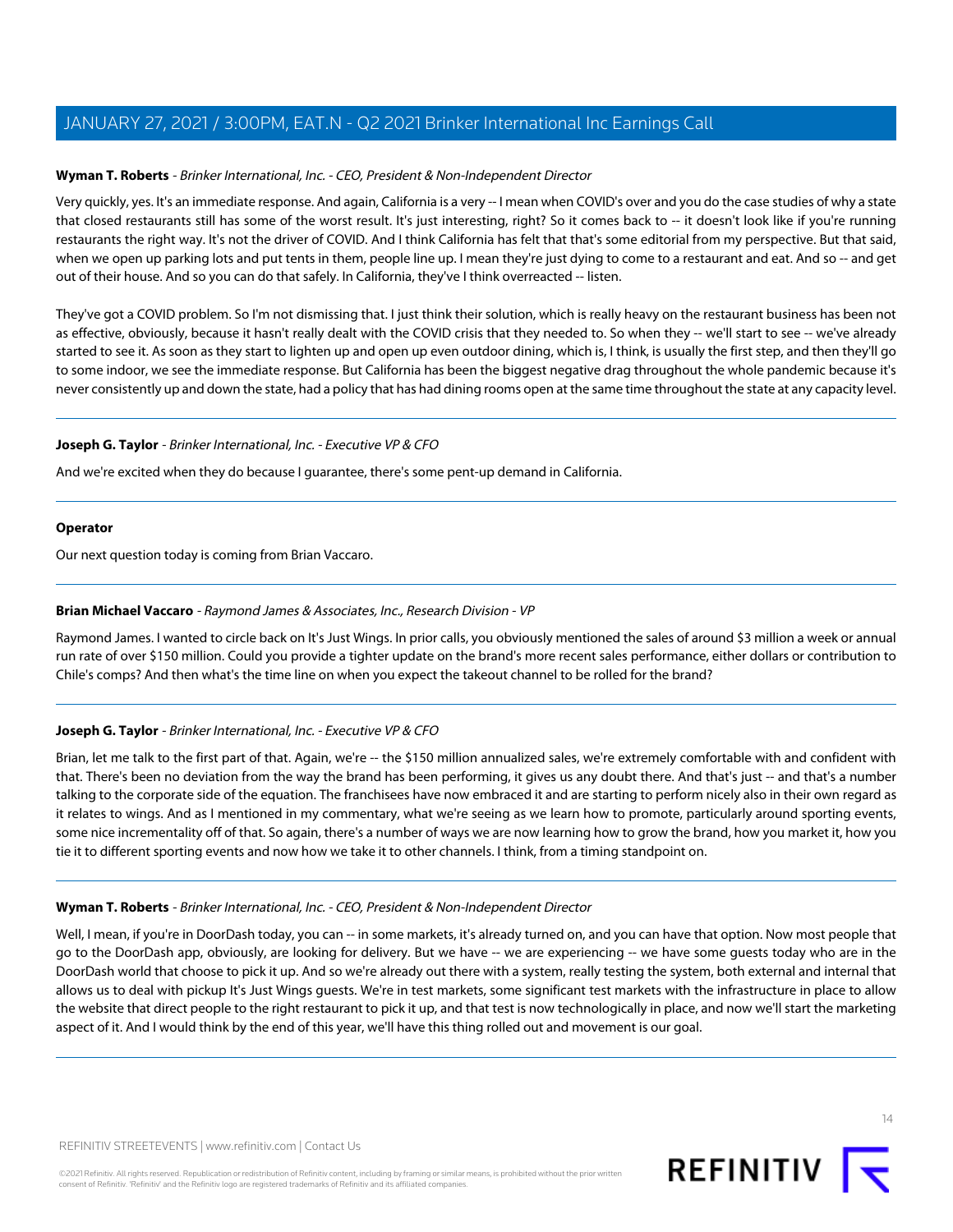**Wyman T. Roberts** - *Brinker International, Inc. - CEO, President & Non-Independent Director*

Very quickly, yes. It's an immediate response. And again, California is a very -- I mean when COVID's over and you do the case studies of why a state that closed restaurants still has some of the worst result. It's just interesting, right? So it comes back to -- it doesn't look like if you're running restaurants the right way. It's not the driver of COVID. And I think California has felt that that's some editorial from my perspective. But that said, when we open up parking lots and put tents in them, people line up. I mean they're just dying to come to a restaurant and eat. And so -- and get out of their house. And so you can do that safely. In California, they've I think overreacted -- listen.

They've got a COVID problem. So I'm not dismissing that. I just think their solution, which is really heavy on the restaurant business has been not as effective, obviously, because it hasn't really dealt with the COVID crisis that they needed to. So when they -- we'll start to see -- we've already started to see it. As soon as they start to lighten up and open up even outdoor dining, which is, I think, is usually the first step, and then they'll go to some indoor, we see the immediate response. But California has been the biggest negative drag throughout the whole pandemic because it's never consistently up and down the state, had a policy that has had dining rooms open at the same time throughout the state at any capacity level.

---

**Joseph G. Taylor** - *Brinker International, Inc. - Executive VP & CFO*

And we're excited when they do because I guarantee, there's some pent-up demand in California.

---

**Operator**

Our next question today is coming from Brian Vaccaro.

---

**Brian Michael Vaccaro** - *Raymond James & Associates, Inc., Research Division - VP*

Raymond James. I wanted to circle back on It's Just Wings. In prior calls, you obviously mentioned the sales of around $3 million a week or annual run rate of over $150 million. Could you provide a tighter update on the brand's more recent sales performance, either dollars or contribution to Chile's comps? And then what's the time line on when you expect the takeout channel to be rolled for the brand?

---

**Joseph G. Taylor** - *Brinker International, Inc. - Executive VP & CFO*

Brian, let me talk to the first part of that. Again, we're -- the $150 million annualized sales, we're extremely comfortable with and confident with that. There's been no deviation from the way the brand has been performing, it gives us any doubt there. And that's just -- and that's a number talking to the corporate side of the equation. The franchisees have now embraced it and are starting to perform nicely also in their own regard as it relates to wings. And as I mentioned in my commentary, what we're seeing as we learn how to promote, particularly around sporting events, some nice incrementality off of that. So again, there's a number of ways we are now learning how to grow the brand, how you market it, how you tie it to different sporting events and now how we take it to other channels. I think, from a timing standpoint on.

---

**Wyman T. Roberts** - *Brinker International, Inc. - CEO, President & Non-Independent Director*

Well, I mean, if you're in DoorDash today, you can -- in some markets, it's already turned on, and you can have that option. Now most people that go to the DoorDash app, obviously, are looking for delivery. But we have -- we are experiencing -- we have some guests today who are in the DoorDash world that choose to pick it up. And so we're already out there with a system, really testing the system, both external and internal that allows us to deal with pickup It's Just Wings guests. We're in test markets, some significant test markets with the infrastructure in place to allow the website that direct people to the right restaurant to pick it up, and that test is now technologically in place, and now we'll start the marketing aspect of it. And I would think by the end of this year, we'll have this thing rolled out and movement is our goal.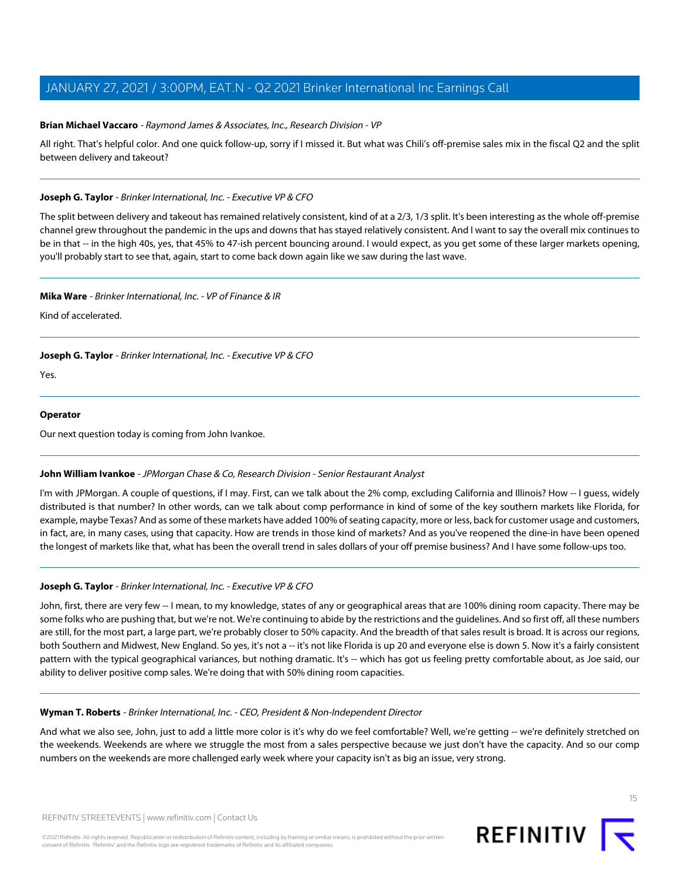**Brian Michael Vaccaro** - *Raymond James & Associates, Inc., Research Division - VP*

All right. That's helpful color. And one quick follow-up, sorry if I missed it. But what was Chili's off-premise sales mix in the fiscal Q2 and the split between delivery and takeout?

---

**Joseph G. Taylor** - *Brinker International, Inc. - Executive VP & CFO*

The split between delivery and takeout has remained relatively consistent, kind of at a 2/3, 1/3 split. It's been interesting as the whole off-premise channel grew throughout the pandemic in the ups and downs that has stayed relatively consistent. And I want to say the overall mix continues to be in that -- in the high 40s, yes, that 45% to 47-ish percent bouncing around. I would expect, as you get some of these larger markets opening, you'll probably start to see that, again, start to come back down again like we saw during the last wave.

---

**Mika Ware** - *Brinker International, Inc. - VP of Finance & IR*

Kind of accelerated.

---

**Joseph G. Taylor** - *Brinker International, Inc. - Executive VP & CFO*

Yes.

---

**Operator**

Our next question today is coming from John Ivankoe.

---

**John William Ivankoe** - *JPMorgan Chase & Co, Research Division - Senior Restaurant Analyst*

I'm with JPMorgan. A couple of questions, if I may. First, can we talk about the 2% comp, excluding California and Illinois? How -- I guess, widely distributed is that number? In other words, can we talk about comp performance in kind of some of the key southern markets like Florida, for example, maybe Texas? And as some of these markets have added 100% of seating capacity, more or less, back for customer usage and customers, in fact, are, in many cases, using that capacity. How are trends in those kind of markets? And as you've reopened the dine-in have been opened the longest of markets like that, what has been the overall trend in sales dollars of your off premise business? And I have some follow-ups too.

---

**Joseph G. Taylor** - *Brinker International, Inc. - Executive VP & CFO*

John, first, there are very few -- I mean, to my knowledge, states of any or geographical areas that are 100% dining room capacity. There may be some folks who are pushing that, but we're not. We're continuing to abide by the restrictions and the guidelines. And so first off, all these numbers are still, for the most part, a large part, we're probably closer to 50% capacity. And the breadth of that sales result is broad. It is across our regions, both Southern and Midwest, New England. So yes, it's not a -- it's not like Florida is up 20 and everyone else is down 5. Now it's a fairly consistent pattern with the typical geographical variances, but nothing dramatic. It's -- which has got us feeling pretty comfortable about, as Joe said, our ability to deliver positive comp sales. We're doing that with 50% dining room capacities.

---

**Wyman T. Roberts** - *Brinker International, Inc. - CEO, President & Non-Independent Director*

And what we also see, John, just to add a little more color is it's why do we feel comfortable? Well, we're getting -- we're definitely stretched on the weekends. Weekends are where we struggle the most from a sales perspective because we just don't have the capacity. And so our comp numbers on the weekends are more challenged early week where your capacity isn't as big an issue, very strong.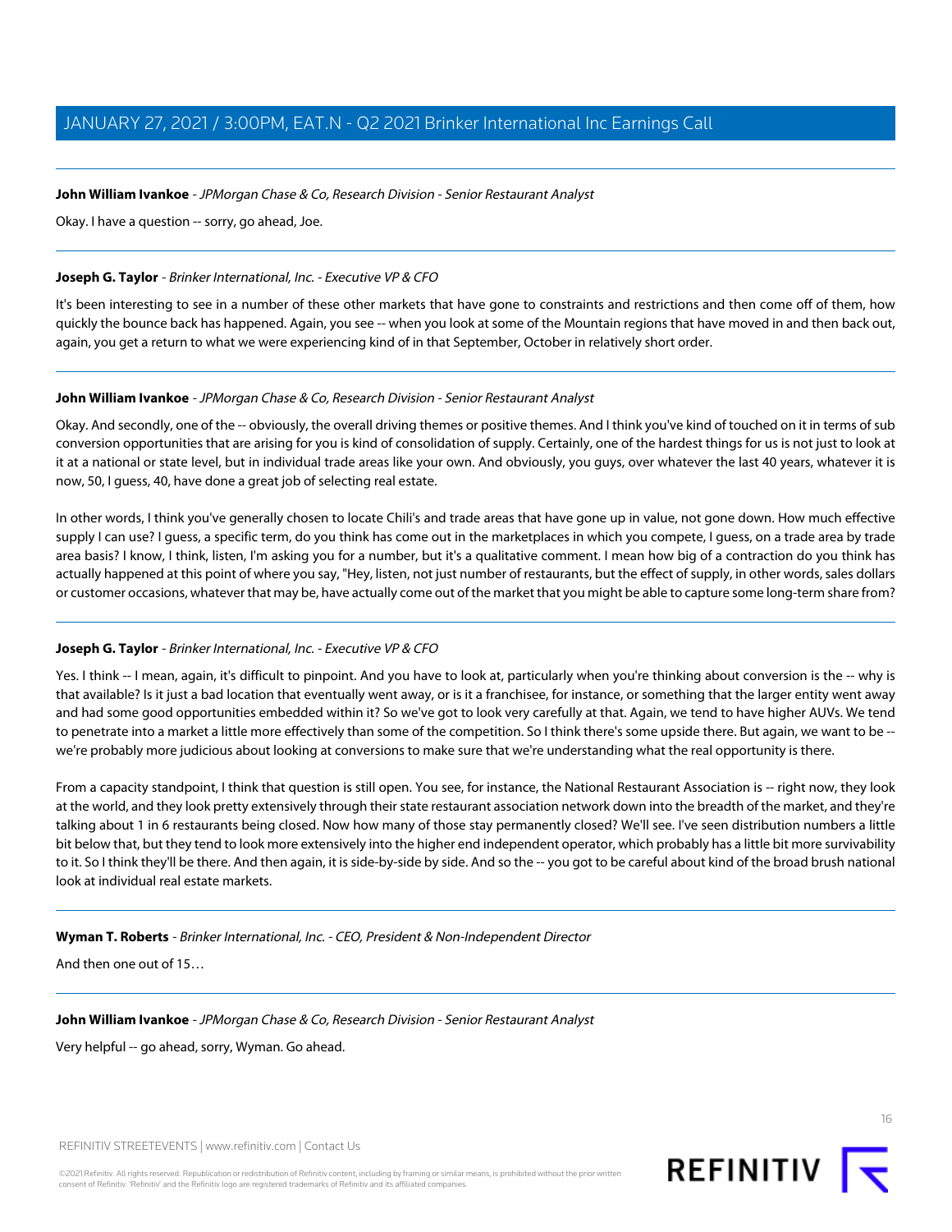**John William Ivankoe** - *JPMorgan Chase & Co, Research Division - Senior Restaurant Analyst*

Okay. I have a question -- sorry, go ahead, Joe.

---

**Joseph G. Taylor** - *Brinker International, Inc. - Executive VP & CFO*

It's been interesting to see in a number of these other markets that have gone to constraints and restrictions and then come off of them, how quickly the bounce back has happened. Again, you see -- when you look at some of the Mountain regions that have moved in and then back out, again, you get a return to what we were experiencing kind of in that September, October in relatively short order.

---

**John William Ivankoe** - *JPMorgan Chase & Co, Research Division - Senior Restaurant Analyst*

Okay. And secondly, one of the -- obviously, the overall driving themes or positive themes. And I think you've kind of touched on it in terms of sub conversion opportunities that are arising for you is kind of consolidation of supply. Certainly, one of the hardest things for us is not just to look at it at a national or state level, but in individual trade areas like your own. And obviously, you guys, over whatever the last 40 years, whatever it is now, 50, I guess, 40, have done a great job of selecting real estate.

In other words, I think you've generally chosen to locate Chili's and trade areas that have gone up in value, not gone down. How much effective supply I can use? I guess, a specific term, do you think has come out in the marketplaces in which you compete, I guess, on a trade area by trade area basis? I know, I think, listen, I'm asking you for a number, but it's a qualitative comment. I mean how big of a contraction do you think has actually happened at this point of where you say, "Hey, listen, not just number of restaurants, but the effect of supply, in other words, sales dollars or customer occasions, whatever that may be, have actually come out of the market that you might be able to capture some long-term share from?

---

**Joseph G. Taylor** - *Brinker International, Inc. - Executive VP & CFO*

Yes. I think -- I mean, again, it's difficult to pinpoint. And you have to look at, particularly when you're thinking about conversion is the -- why is that available? Is it just a bad location that eventually went away, or is it a franchisee, for instance, or something that the larger entity went away and had some good opportunities embedded within it? So we've got to look very carefully at that. Again, we tend to have higher AUVs. We tend to penetrate into a market a little more effectively than some of the competition. So I think there's some upside there. But again, we want to be -- we're probably more judicious about looking at conversions to make sure that we're understanding what the real opportunity is there.

From a capacity standpoint, I think that question is still open. You see, for instance, the National Restaurant Association is -- right now, they look at the world, and they look pretty extensively through their state restaurant association network down into the breadth of the market, and they're talking about 1 in 6 restaurants being closed. Now how many of those stay permanently closed? We'll see. I've seen distribution numbers a little bit below that, but they tend to look more extensively into the higher end independent operator, which probably has a little bit more survivability to it. So I think they'll be there. And then again, it is side-by-side by side. And so the -- you got to be careful about kind of the broad brush national look at individual real estate markets.

---

**Wyman T. Roberts** - *Brinker International, Inc. - CEO, President & Non-Independent Director*

And then one out of 15…

---

**John William Ivankoe** - *JPMorgan Chase & Co, Research Division - Senior Restaurant Analyst*

Very helpful -- go ahead, sorry, Wyman. Go ahead.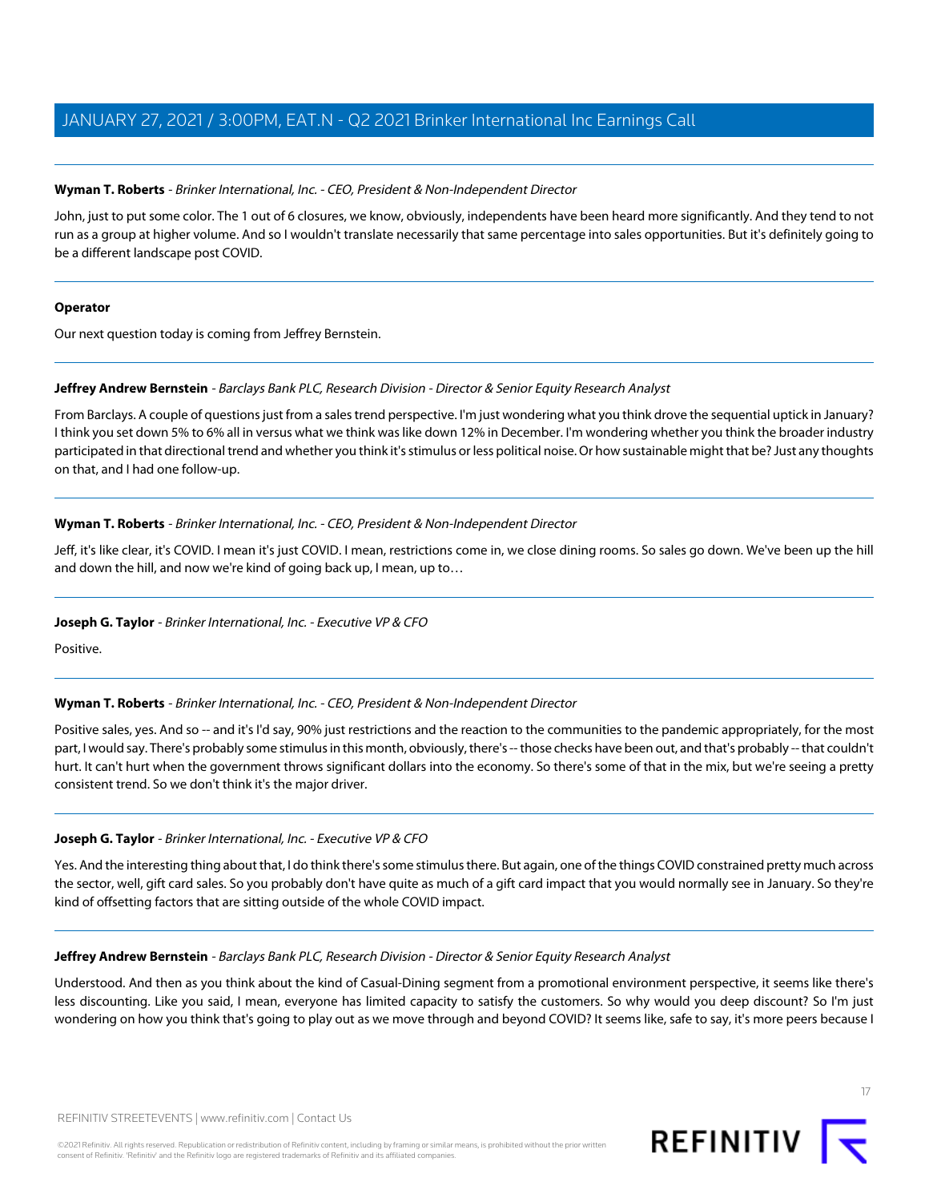**Wyman T. Roberts** - *Brinker International, Inc. - CEO, President & Non-Independent Director*

John, just to put some color. The 1 out of 6 closures, we know, obviously, independents have been heard more significantly. And they tend to not run as a group at higher volume. And so I wouldn't translate necessarily that same percentage into sales opportunities. But it's definitely going to be a different landscape post COVID.

---

**Operator**

Our next question today is coming from Jeffrey Bernstein.

---

**Jeffrey Andrew Bernstein** - *Barclays Bank PLC, Research Division - Director & Senior Equity Research Analyst*

From Barclays. A couple of questions just from a sales trend perspective. I'm just wondering what you think drove the sequential uptick in January? I think you set down 5% to 6% all in versus what we think was like down 12% in December. I'm wondering whether you think the broader industry participated in that directional trend and whether you think it's stimulus or less political noise. Or how sustainable might that be? Just any thoughts on that, and I had one follow-up.

---

**Wyman T. Roberts** - *Brinker International, Inc. - CEO, President & Non-Independent Director*

Jeff, it's like clear, it's COVID. I mean it's just COVID. I mean, restrictions come in, we close dining rooms. So sales go down. We've been up the hill and down the hill, and now we're kind of going back up, I mean, up to…

---

**Joseph G. Taylor** - *Brinker International, Inc. - Executive VP & CFO*

Positive.

---

**Wyman T. Roberts** - *Brinker International, Inc. - CEO, President & Non-Independent Director*

Positive sales, yes. And so -- and it's I'd say, 90% just restrictions and the reaction to the communities to the pandemic appropriately, for the most part, I would say. There's probably some stimulus in this month, obviously, there's -- those checks have been out, and that's probably -- that couldn't hurt. It can't hurt when the government throws significant dollars into the economy. So there's some of that in the mix, but we're seeing a pretty consistent trend. So we don't think it's the major driver.

---

**Joseph G. Taylor** - *Brinker International, Inc. - Executive VP & CFO*

Yes. And the interesting thing about that, I do think there's some stimulus there. But again, one of the things COVID constrained pretty much across the sector, well, gift card sales. So you probably don't have quite as much of a gift card impact that you would normally see in January. So they're kind of offsetting factors that are sitting outside of the whole COVID impact.

---

**Jeffrey Andrew Bernstein** - *Barclays Bank PLC, Research Division - Director & Senior Equity Research Analyst*

Understood. And then as you think about the kind of Casual-Dining segment from a promotional environment perspective, it seems like there's less discounting. Like you said, I mean, everyone has limited capacity to satisfy the customers. So why would you deep discount? So I'm just wondering on how you think that's going to play out as we move through and beyond COVID? It seems like, safe to say, it's more peers because I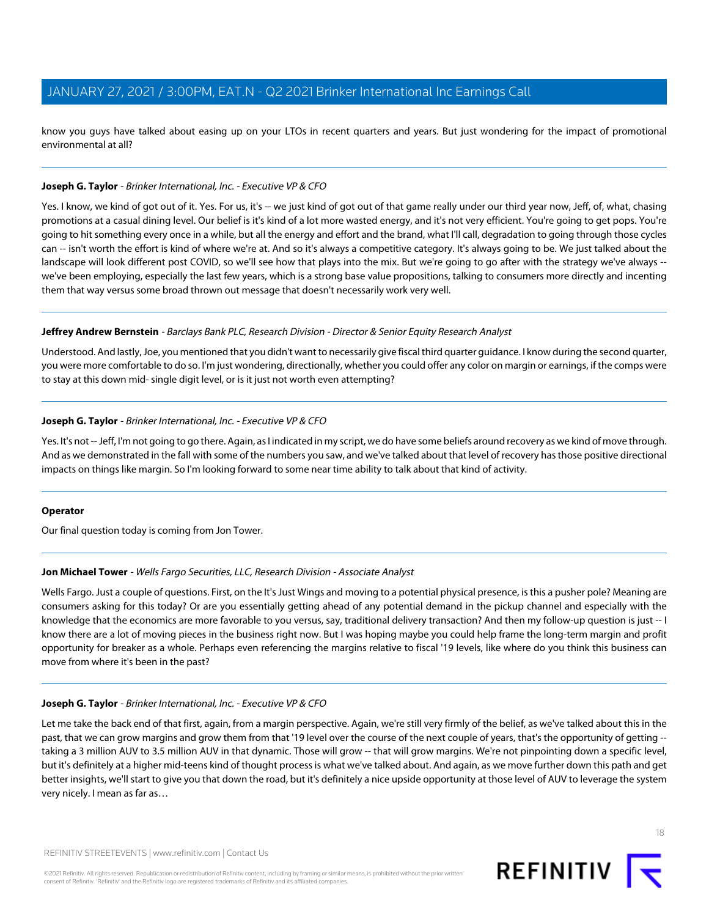know you guys have talked about easing up on your LTOs in recent quarters and years. But just wondering for the impact of promotional environmental at all?

---

**Joseph G. Taylor** - *Brinker International, Inc. - Executive VP & CFO*

Yes. I know, we kind of got out of it. Yes. For us, it's -- we just kind of got out of that game really under our third year now, Jeff, of, what, chasing promotions at a casual dining level. Our belief is it's kind of a lot more wasted energy, and it's not very efficient. You're going to get pops. You're going to hit something every once in a while, but all the energy and effort and the brand, what I'll call, degradation to going through those cycles can -- isn't worth the effort is kind of where we're at. And so it's always a competitive category. It's always going to be. We just talked about the landscape will look different post COVID, so we'll see how that plays into the mix. But we're going to go after with the strategy we've always -- we've been employing, especially the last few years, which is a strong base value propositions, talking to consumers more directly and incenting them that way versus some broad thrown out message that doesn't necessarily work very well.

---

**Jeffrey Andrew Bernstein** - *Barclays Bank PLC, Research Division - Director & Senior Equity Research Analyst*

Understood. And lastly, Joe, you mentioned that you didn't want to necessarily give fiscal third quarter guidance. I know during the second quarter, you were more comfortable to do so. I'm just wondering, directionally, whether you could offer any color on margin or earnings, if the comps were to stay at this down mid- single digit level, or is it just not worth even attempting?

---

**Joseph G. Taylor** - *Brinker International, Inc. - Executive VP & CFO*

Yes. It's not -- Jeff, I'm not going to go there. Again, as I indicated in my script, we do have some beliefs around recovery as we kind of move through. And as we demonstrated in the fall with some of the numbers you saw, and we've talked about that level of recovery has those positive directional impacts on things like margin. So I'm looking forward to some near time ability to talk about that kind of activity.

---

**Operator**

Our final question today is coming from Jon Tower.

---

**Jon Michael Tower** - *Wells Fargo Securities, LLC, Research Division - Associate Analyst*

Wells Fargo. Just a couple of questions. First, on the It's Just Wings and moving to a potential physical presence, is this a pusher pole? Meaning are consumers asking for this today? Or are you essentially getting ahead of any potential demand in the pickup channel and especially with the knowledge that the economics are more favorable to you versus, say, traditional delivery transaction? And then my follow-up question is just -- I know there are a lot of moving pieces in the business right now. But I was hoping maybe you could help frame the long-term margin and profit opportunity for breaker as a whole. Perhaps even referencing the margins relative to fiscal '19 levels, like where do you think this business can move from where it's been in the past?

---

**Joseph G. Taylor** - *Brinker International, Inc. - Executive VP & CFO*

Let me take the back end of that first, again, from a margin perspective. Again, we're still very firmly of the belief, as we've talked about this in the past, that we can grow margins and grow them from that '19 level over the course of the next couple of years, that's the opportunity of getting -- taking a 3 million AUV to 3.5 million AUV in that dynamic. Those will grow -- that will grow margins. We're not pinpointing down a specific level, but it's definitely at a higher mid-teens kind of thought process is what we've talked about. And again, as we move further down this path and get better insights, we'll start to give you that down the road, but it's definitely a nice upside opportunity at those level of AUV to leverage the system very nicely. I mean as far as…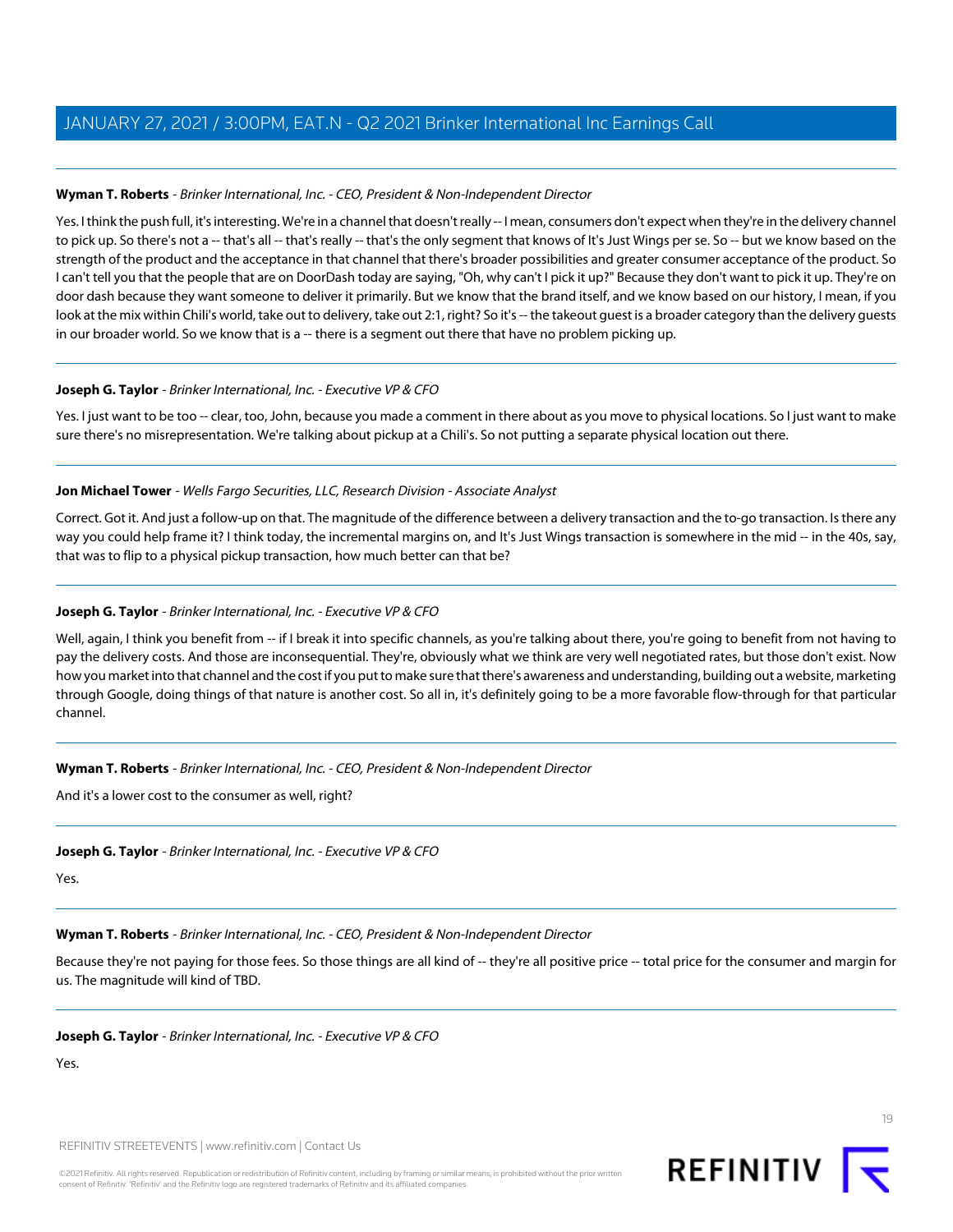**Wyman T. Roberts** - *Brinker International, Inc. - CEO, President & Non-Independent Director*

Yes. I think the push full, it's interesting. We're in a channel that doesn't really -- I mean, consumers don't expect when they're in the delivery channel to pick up. So there's not a -- that's all -- that's really -- that's the only segment that knows of It's Just Wings per se. So -- but we know based on the strength of the product and the acceptance in that channel that there's broader possibilities and greater consumer acceptance of the product. So I can't tell you that the people that are on DoorDash today are saying, "Oh, why can't I pick it up?" Because they don't want to pick it up. They're on door dash because they want someone to deliver it primarily. But we know that the brand itself, and we know based on our history, I mean, if you look at the mix within Chili's world, take out to delivery, take out 2:1, right? So it's -- the takeout guest is a broader category than the delivery guests in our broader world. So we know that is a -- there is a segment out there that have no problem picking up.

**Joseph G. Taylor** - *Brinker International, Inc. - Executive VP & CFO*

Yes. I just want to be too -- clear, too, John, because you made a comment in there about as you move to physical locations. So I just want to make sure there's no misrepresentation. We're talking about pickup at a Chili's. So not putting a separate physical location out there.

**Jon Michael Tower** - *Wells Fargo Securities, LLC, Research Division - Associate Analyst*

Correct. Got it. And just a follow-up on that. The magnitude of the difference between a delivery transaction and the to-go transaction. Is there any way you could help frame it? I think today, the incremental margins on, and It's Just Wings transaction is somewhere in the mid -- in the 40s, say, that was to flip to a physical pickup transaction, how much better can that be?

**Joseph G. Taylor** - *Brinker International, Inc. - Executive VP & CFO*

Well, again, I think you benefit from -- if I break it into specific channels, as you're talking about there, you're going to benefit from not having to pay the delivery costs. And those are inconsequential. They're, obviously what we think are very well negotiated rates, but those don't exist. Now how you market into that channel and the cost if you put to make sure that there's awareness and understanding, building out a website, marketing through Google, doing things of that nature is another cost. So all in, it's definitely going to be a more favorable flow-through for that particular channel.

**Wyman T. Roberts** - *Brinker International, Inc. - CEO, President & Non-Independent Director*

And it's a lower cost to the consumer as well, right?

**Joseph G. Taylor** - *Brinker International, Inc. - Executive VP & CFO*

Yes.

**Wyman T. Roberts** - *Brinker International, Inc. - CEO, President & Non-Independent Director*

Because they're not paying for those fees. So those things are all kind of -- they're all positive price -- total price for the consumer and margin for us. The magnitude will kind of TBD.

**Joseph G. Taylor** - *Brinker International, Inc. - Executive VP & CFO*

Yes.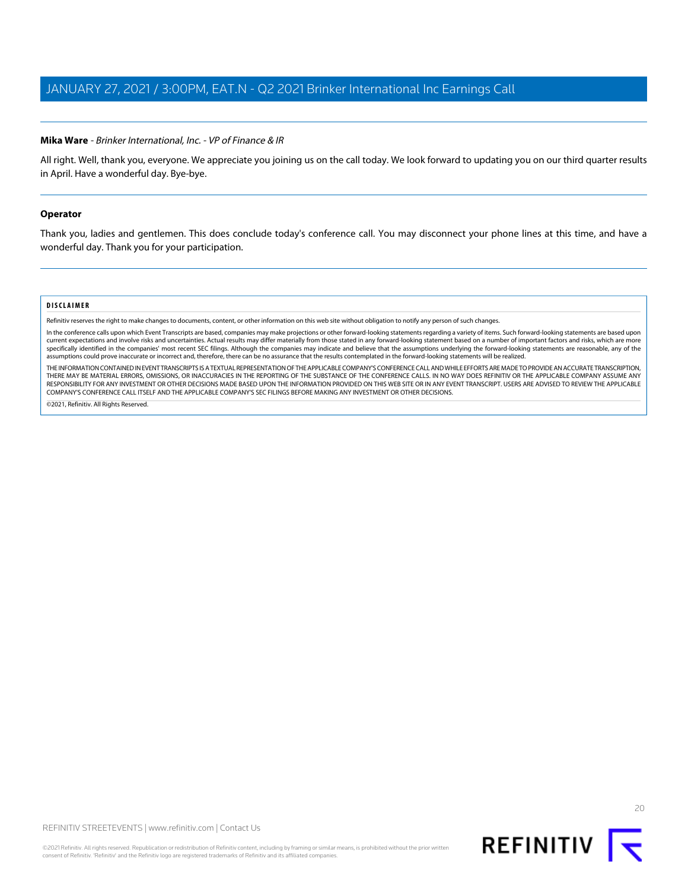**Mika Ware** - *Brinker International, Inc. - VP of Finance & IR*

All right. Well, thank you, everyone. We appreciate you joining us on the call today. We look forward to updating you on our third quarter results in April. Have a wonderful day. Bye-bye.

---

**Operator**

Thank you, ladies and gentlemen. This does conclude today's conference call. You may disconnect your phone lines at this time, and have a wonderful day. Thank you for your participation.

---

**DISCLAIMER**

Refinitiv reserves the right to make changes to documents, content, or other information on this web site without obligation to notify any person of such changes.

In the conference calls upon which Event Transcripts are based, companies may make projections or other forward-looking statements regarding a variety of items. Such forward-looking statements are based upon current expectations and involve risks and uncertainties. Actual results may differ materially from those stated in any forward-looking statement based on a number of important factors and risks, which are more specifically identified in the companies' most recent SEC filings. Although the companies may indicate and believe that the assumptions underlying the forward-looking statements are reasonable, any of the assumptions could prove inaccurate or incorrect and, therefore, there can be no assurance that the results contemplated in the forward-looking statements will be realized.

THE INFORMATION CONTAINED IN EVENT TRANSCRIPTS IS A TEXTUAL REPRESENTATION OF THE APPLICABLE COMPANY'S CONFERENCE CALL AND WHILE EFFORTS ARE MADE TO PROVIDE AN ACCURATE TRANSCRIPTION, THERE MAY BE MATERIAL ERRORS, OMISSIONS, OR INACCURACIES IN THE REPORTING OF THE SUBSTANCE OF THE CONFERENCE CALLS. IN NO WAY DOES REFINITIV OR THE APPLICABLE COMPANY ASSUME ANY RESPONSIBILITY FOR ANY INVESTMENT OR OTHER DECISIONS MADE BASED UPON THE INFORMATION PROVIDED ON THIS WEB SITE OR IN ANY EVENT TRANSCRIPT. USERS ARE ADVISED TO REVIEW THE APPLICABLE COMPANY'S CONFERENCE CALL ITSELF AND THE APPLICABLE COMPANY'S SEC FILINGS BEFORE MAKING ANY INVESTMENT OR OTHER DECISIONS.

©2021, Refinitiv. All Rights Reserved.